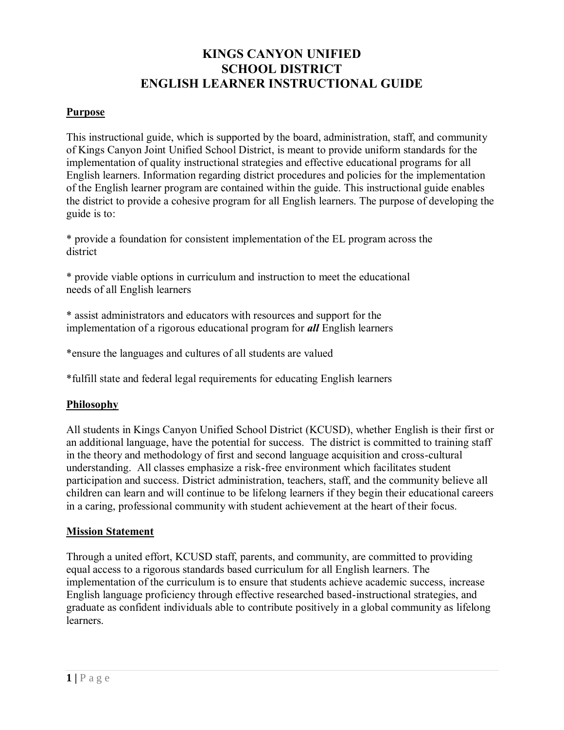# KINGS CANYON UNIFIED
# SCHOOL DISTRICT
# ENGLISH LEARNER INSTRUCTIONAL GUIDE

## Purpose

This instructional guide, which is supported by the board, administration, staff, and community of Kings Canyon Joint Unified School District, is meant to provide uniform standards for the implementation of quality instructional strategies and effective educational programs for all English learners. Information regarding district procedures and policies for the implementation of the English learner program are contained within the guide. This instructional guide enables the district to provide a cohesive program for all English learners. The purpose of developing the guide is to:

* provide a foundation for consistent implementation of the EL program across the district

* provide viable options in curriculum and instruction to meet the educational needs of all English learners

* assist administrators and educators with resources and support for the implementation of a rigorous educational program for ***all*** English learners

* ensure the languages and cultures of all students are valued

* fulfill state and federal legal requirements for educating English learners

## Philosophy

All students in Kings Canyon Unified School District (KCUSD), whether English is their first or an additional language, have the potential for success. The district is committed to training staff in the theory and methodology of first and second language acquisition and cross-cultural understanding. All classes emphasize a risk-free environment which facilitates student participation and success. District administration, teachers, staff, and the community believe all children can learn and will continue to be lifelong learners if they begin their educational careers in a caring, professional community with student achievement at the heart of their focus.

## Mission Statement

Through a united effort, KCUSD staff, parents, and community, are committed to providing equal access to a rigorous standards based curriculum for all English learners. The implementation of the curriculum is to ensure that students achieve academic success, increase English language proficiency through effective researched based-instructional strategies, and graduate as confident individuals able to contribute positively in a global community as lifelong learners.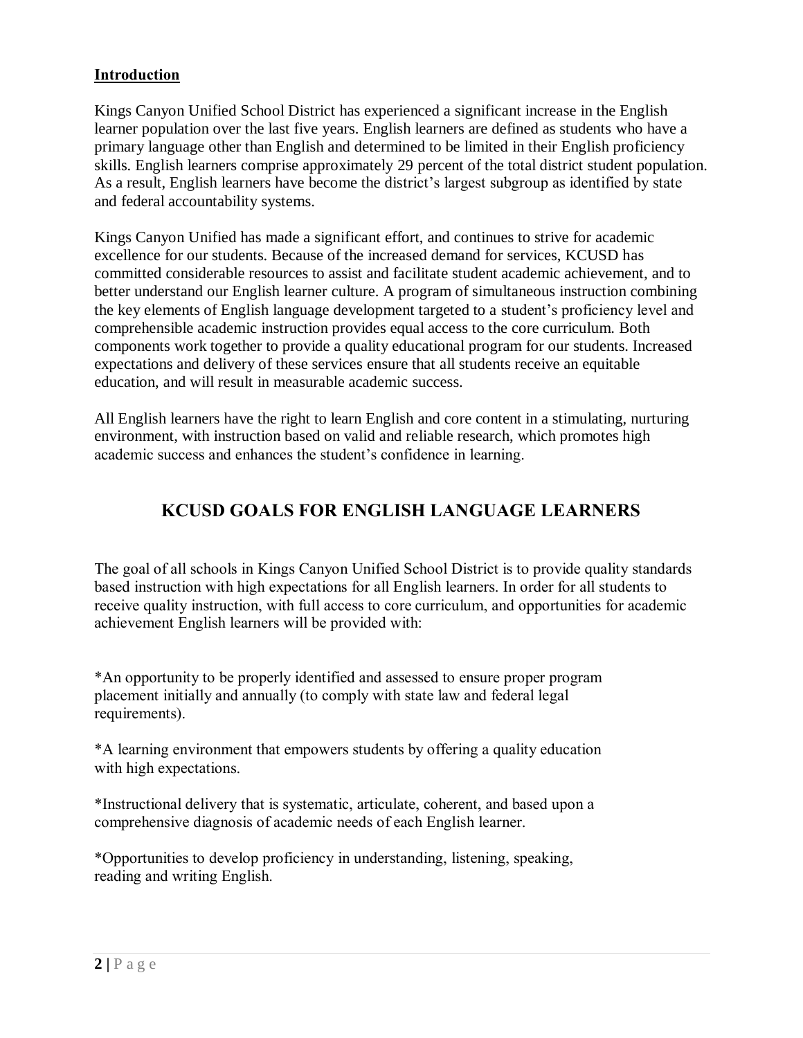**Introduction**

Kings Canyon Unified School District has experienced a significant increase in the English learner population over the last five years. English learners are defined as students who have a primary language other than English and determined to be limited in their English proficiency skills. English learners comprise approximately 29 percent of the total district student population. As a result, English learners have become the district's largest subgroup as identified by state and federal accountability systems.

Kings Canyon Unified has made a significant effort, and continues to strive for academic excellence for our students. Because of the increased demand for services, KCUSD has committed considerable resources to assist and facilitate student academic achievement, and to better understand our English learner culture. A program of simultaneous instruction combining the key elements of English language development targeted to a student's proficiency level and comprehensible academic instruction provides equal access to the core curriculum. Both components work together to provide a quality educational program for our students. Increased expectations and delivery of these services ensure that all students receive an equitable education, and will result in measurable academic success.

All English learners have the right to learn English and core content in a stimulating, nurturing environment, with instruction based on valid and reliable research, which promotes high academic success and enhances the student's confidence in learning.

## KCUSD GOALS FOR ENGLISH LANGUAGE LEARNERS

The goal of all schools in Kings Canyon Unified School District is to provide quality standards based instruction with high expectations for all English learners. In order for all students to receive quality instruction, with full access to core curriculum, and opportunities for academic achievement English learners will be provided with:

*An opportunity to be properly identified and assessed to ensure proper program placement initially and annually (to comply with state law and federal legal requirements).

*A learning environment that empowers students by offering a quality education with high expectations.

*Instructional delivery that is systematic, articulate, coherent, and based upon a comprehensive diagnosis of academic needs of each English learner.

*Opportunities to develop proficiency in understanding, listening, speaking, reading and writing English.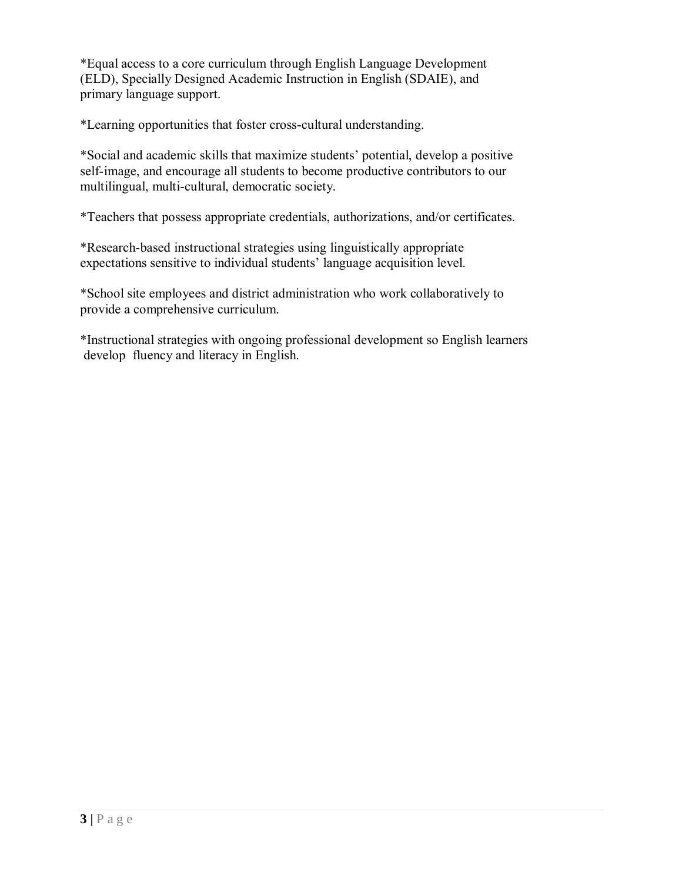*Equal access to a core curriculum through English Language Development (ELD), Specially Designed Academic Instruction in English (SDAIE), and primary language support.

*Learning opportunities that foster cross-cultural understanding.

*Social and academic skills that maximize students' potential, develop a positive self-image, and encourage all students to become productive contributors to our multilingual, multi-cultural, democratic society.

*Teachers that possess appropriate credentials, authorizations, and/or certificates.

*Research-based instructional strategies using linguistically appropriate expectations sensitive to individual students' language acquisition level.

*School site employees and district administration who work collaboratively to provide a comprehensive curriculum.

*Instructional strategies with ongoing professional development so English learners develop fluency and literacy in English.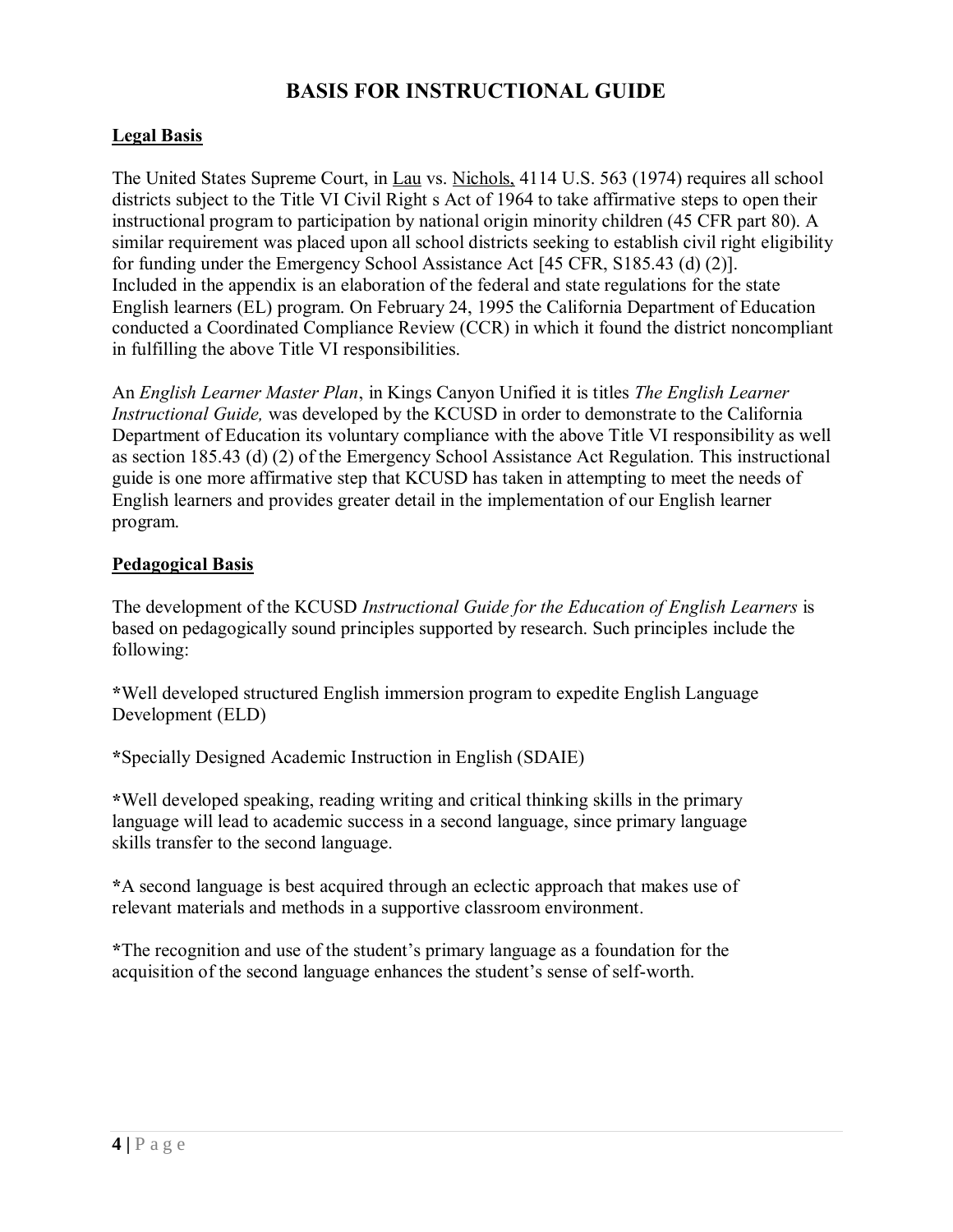# BASIS FOR INSTRUCTIONAL GUIDE

## Legal Basis

The United States Supreme Court, in Lau vs. Nichols, 4114 U.S. 563 (1974) requires all school districts subject to the Title VI Civil Right s Act of 1964 to take affirmative steps to open their instructional program to participation by national origin minority children (45 CFR part 80). A similar requirement was placed upon all school districts seeking to establish civil right eligibility for funding under the Emergency School Assistance Act [45 CFR, S185.43 (d) (2)]. Included in the appendix is an elaboration of the federal and state regulations for the state English learners (EL) program. On February 24, 1995 the California Department of Education conducted a Coordinated Compliance Review (CCR) in which it found the district noncompliant in fulfilling the above Title VI responsibilities.

An *English Learner Master Plan*, in Kings Canyon Unified it is titles *The English Learner Instructional Guide,* was developed by the KCUSD in order to demonstrate to the California Department of Education its voluntary compliance with the above Title VI responsibility as well as section 185.43 (d) (2) of the Emergency School Assistance Act Regulation. This instructional guide is one more affirmative step that KCUSD has taken in attempting to meet the needs of English learners and provides greater detail in the implementation of our English learner program.

## Pedagogical Basis

The development of the KCUSD *Instructional Guide for the Education of English Learners* is based on pedagogically sound principles supported by research. Such principles include the following:

*Well developed structured English immersion program to expedite English Language Development (ELD)

*Specially Designed Academic Instruction in English (SDAIE)

*Well developed speaking, reading writing and critical thinking skills in the primary language will lead to academic success in a second language, since primary language skills transfer to the second language.

*A second language is best acquired through an eclectic approach that makes use of relevant materials and methods in a supportive classroom environment.

*The recognition and use of the student's primary language as a foundation for the acquisition of the second language enhances the student's sense of self-worth.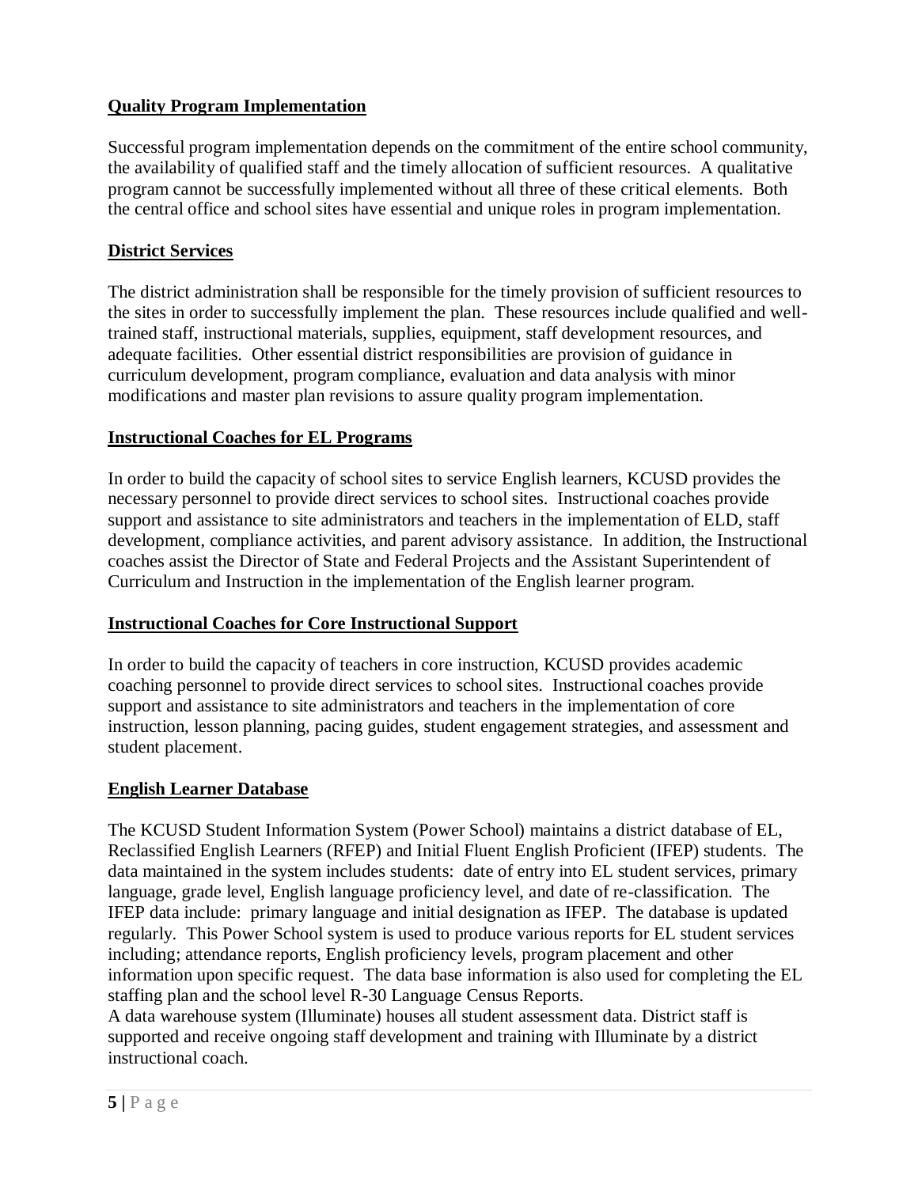**Quality Program Implementation**

Successful program implementation depends on the commitment of the entire school community, the availability of qualified staff and the timely allocation of sufficient resources. A qualitative program cannot be successfully implemented without all three of these critical elements. Both the central office and school sites have essential and unique roles in program implementation.

**District Services**

The district administration shall be responsible for the timely provision of sufficient resources to the sites in order to successfully implement the plan. These resources include qualified and well-trained staff, instructional materials, supplies, equipment, staff development resources, and adequate facilities. Other essential district responsibilities are provision of guidance in curriculum development, program compliance, evaluation and data analysis with minor modifications and master plan revisions to assure quality program implementation.

**Instructional Coaches for EL Programs**

In order to build the capacity of school sites to service English learners, KCUSD provides the necessary personnel to provide direct services to school sites. Instructional coaches provide support and assistance to site administrators and teachers in the implementation of ELD, staff development, compliance activities, and parent advisory assistance. In addition, the Instructional coaches assist the Director of State and Federal Projects and the Assistant Superintendent of Curriculum and Instruction in the implementation of the English learner program.

**Instructional Coaches for Core Instructional Support**

In order to build the capacity of teachers in core instruction, KCUSD provides academic coaching personnel to provide direct services to school sites. Instructional coaches provide support and assistance to site administrators and teachers in the implementation of core instruction, lesson planning, pacing guides, student engagement strategies, and assessment and student placement.

**English Learner Database**

The KCUSD Student Information System (Power School) maintains a district database of EL, Reclassified English Learners (RFEP) and Initial Fluent English Proficient (IFEP) students. The data maintained in the system includes students: date of entry into EL student services, primary language, grade level, English language proficiency level, and date of re-classification. The IFEP data include: primary language and initial designation as IFEP. The database is updated regularly. This Power School system is used to produce various reports for EL student services including; attendance reports, English proficiency levels, program placement and other information upon specific request. The data base information is also used for completing the EL staffing plan and the school level R-30 Language Census Reports.
A data warehouse system (Illuminate) houses all student assessment data. District staff is supported and receive ongoing staff development and training with Illuminate by a district instructional coach.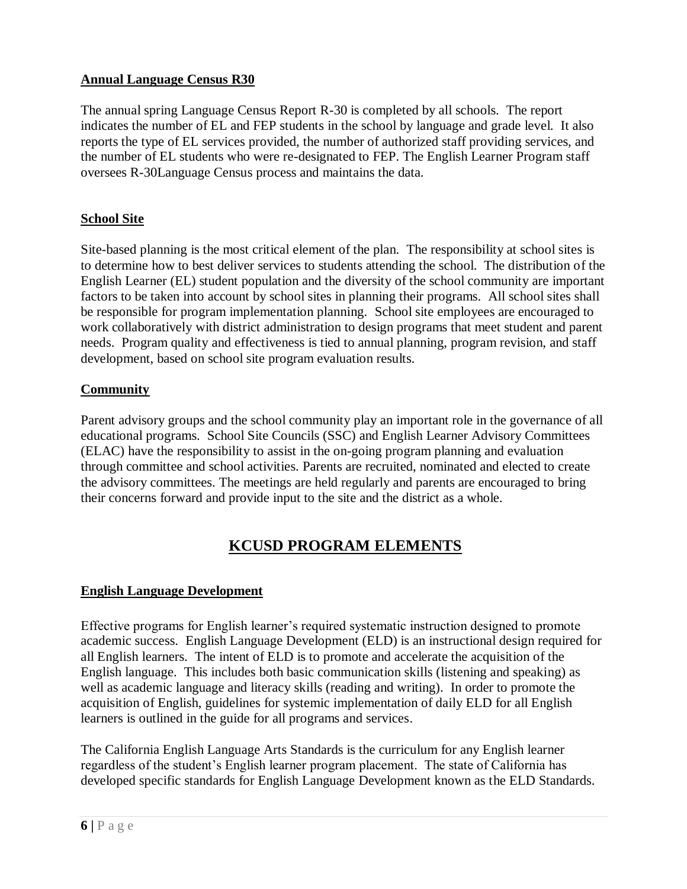**Annual Language Census R30**

The annual spring Language Census Report R-30 is completed by all schools. The report indicates the number of EL and FEP students in the school by language and grade level. It also reports the type of EL services provided, the number of authorized staff providing services, and the number of EL students who were re-designated to FEP. The English Learner Program staff oversees R-30Language Census process and maintains the data.

**School Site**

Site-based planning is the most critical element of the plan. The responsibility at school sites is to determine how to best deliver services to students attending the school. The distribution of the English Learner (EL) student population and the diversity of the school community are important factors to be taken into account by school sites in planning their programs. All school sites shall be responsible for program implementation planning. School site employees are encouraged to work collaboratively with district administration to design programs that meet student and parent needs. Program quality and effectiveness is tied to annual planning, program revision, and staff development, based on school site program evaluation results.

**Community**

Parent advisory groups and the school community play an important role in the governance of all educational programs. School Site Councils (SSC) and English Learner Advisory Committees (ELAC) have the responsibility to assist in the on-going program planning and evaluation through committee and school activities. Parents are recruited, nominated and elected to create the advisory committees. The meetings are held regularly and parents are encouraged to bring their concerns forward and provide input to the site and the district as a whole.

## KCUSD PROGRAM ELEMENTS

**English Language Development**

Effective programs for English learner's required systematic instruction designed to promote academic success. English Language Development (ELD) is an instructional design required for all English learners. The intent of ELD is to promote and accelerate the acquisition of the English language. This includes both basic communication skills (listening and speaking) as well as academic language and literacy skills (reading and writing). In order to promote the acquisition of English, guidelines for systemic implementation of daily ELD for all English learners is outlined in the guide for all programs and services.

The California English Language Arts Standards is the curriculum for any English learner regardless of the student's English learner program placement. The state of California has developed specific standards for English Language Development known as the ELD Standards.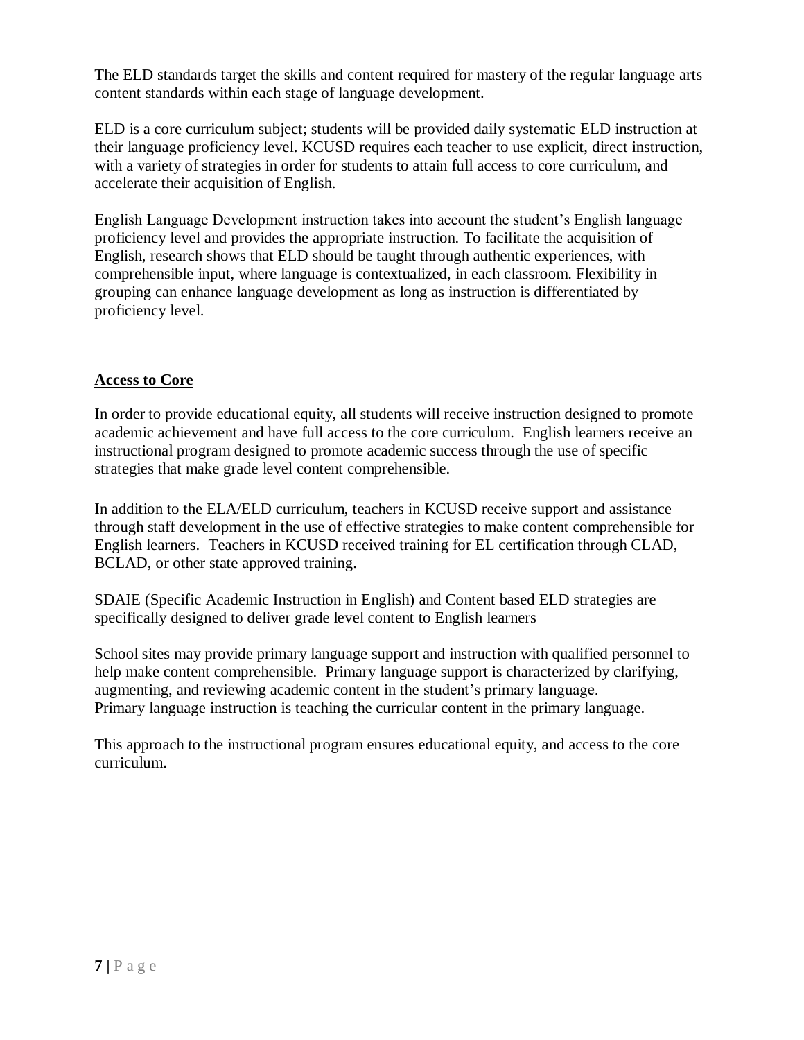The ELD standards target the skills and content required for mastery of the regular language arts content standards within each stage of language development.

ELD is a core curriculum subject; students will be provided daily systematic ELD instruction at their language proficiency level. KCUSD requires each teacher to use explicit, direct instruction, with a variety of strategies in order for students to attain full access to core curriculum, and accelerate their acquisition of English.

English Language Development instruction takes into account the student's English language proficiency level and provides the appropriate instruction. To facilitate the acquisition of English, research shows that ELD should be taught through authentic experiences, with comprehensible input, where language is contextualized, in each classroom. Flexibility in grouping can enhance language development as long as instruction is differentiated by proficiency level.

## **Access to Core**

In order to provide educational equity, all students will receive instruction designed to promote academic achievement and have full access to the core curriculum. English learners receive an instructional program designed to promote academic success through the use of specific strategies that make grade level content comprehensible.

In addition to the ELA/ELD curriculum, teachers in KCUSD receive support and assistance through staff development in the use of effective strategies to make content comprehensible for English learners. Teachers in KCUSD received training for EL certification through CLAD, BCLAD, or other state approved training.

SDAIE (Specific Academic Instruction in English) and Content based ELD strategies are specifically designed to deliver grade level content to English learners

School sites may provide primary language support and instruction with qualified personnel to help make content comprehensible. Primary language support is characterized by clarifying, augmenting, and reviewing academic content in the student's primary language.
Primary language instruction is teaching the curricular content in the primary language.

This approach to the instructional program ensures educational equity, and access to the core curriculum.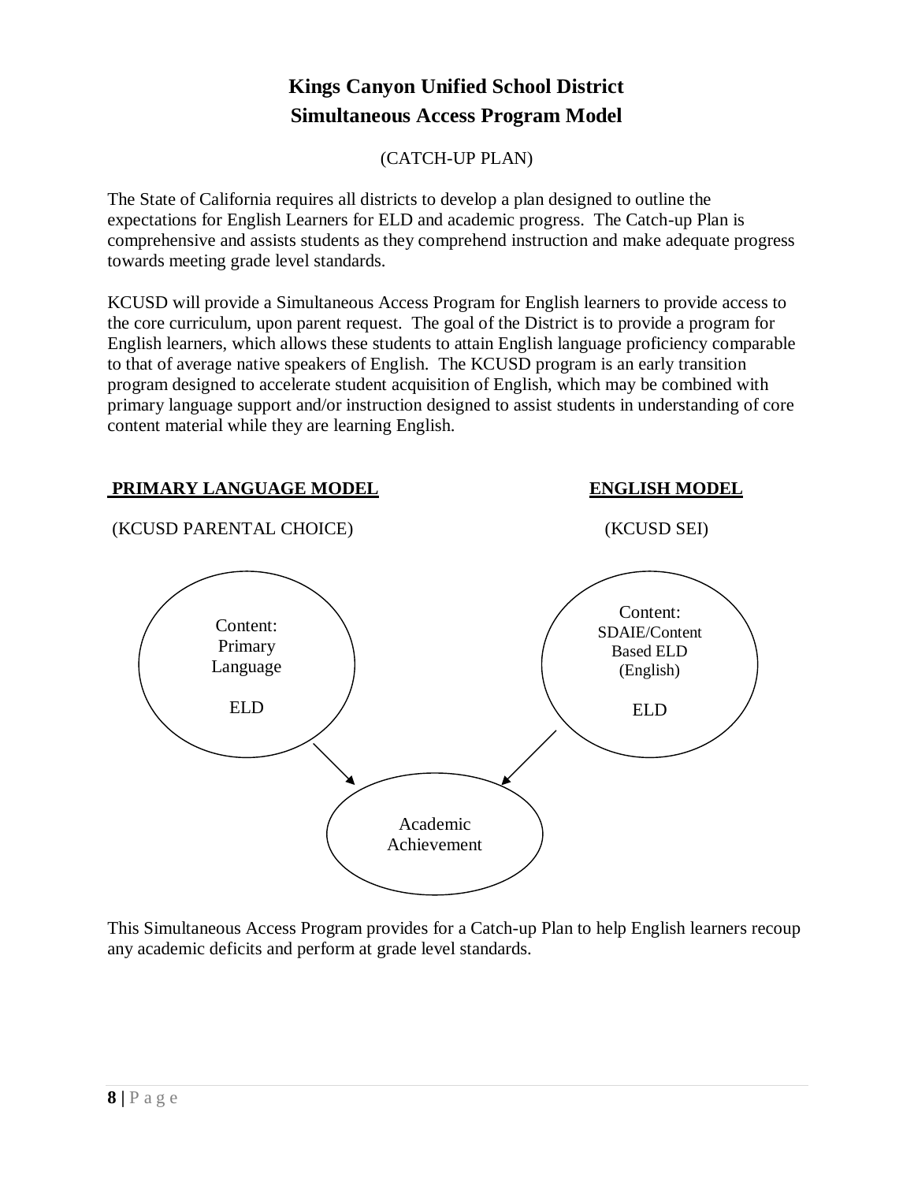# Kings Canyon Unified School District
# Simultaneous Access Program Model

(CATCH-UP PLAN)

The State of California requires all districts to develop a plan designed to outline the expectations for English Learners for ELD and academic progress. The Catch-up Plan is comprehensive and assists students as they comprehend instruction and make adequate progress towards meeting grade level standards.

KCUSD will provide a Simultaneous Access Program for English learners to provide access to the core curriculum, upon parent request. The goal of the District is to provide a program for English learners, which allows these students to attain English language proficiency comparable to that of average native speakers of English. The KCUSD program is an early transition program designed to accelerate student acquisition of English, which may be combined with primary language support and/or instruction designed to assist students in understanding of core content material while they are learning English.

**PRIMARY LANGUAGE MODEL**

(KCUSD PARENTAL CHOICE)

Content: Primary Language

ELD

**ENGLISH MODEL**

(KCUSD SEI)

Content: SDAIE/Content Based ELD (English)

ELD

Academic Achievement

This Simultaneous Access Program provides for a Catch-up Plan to help English learners recoup any academic deficits and perform at grade level standards.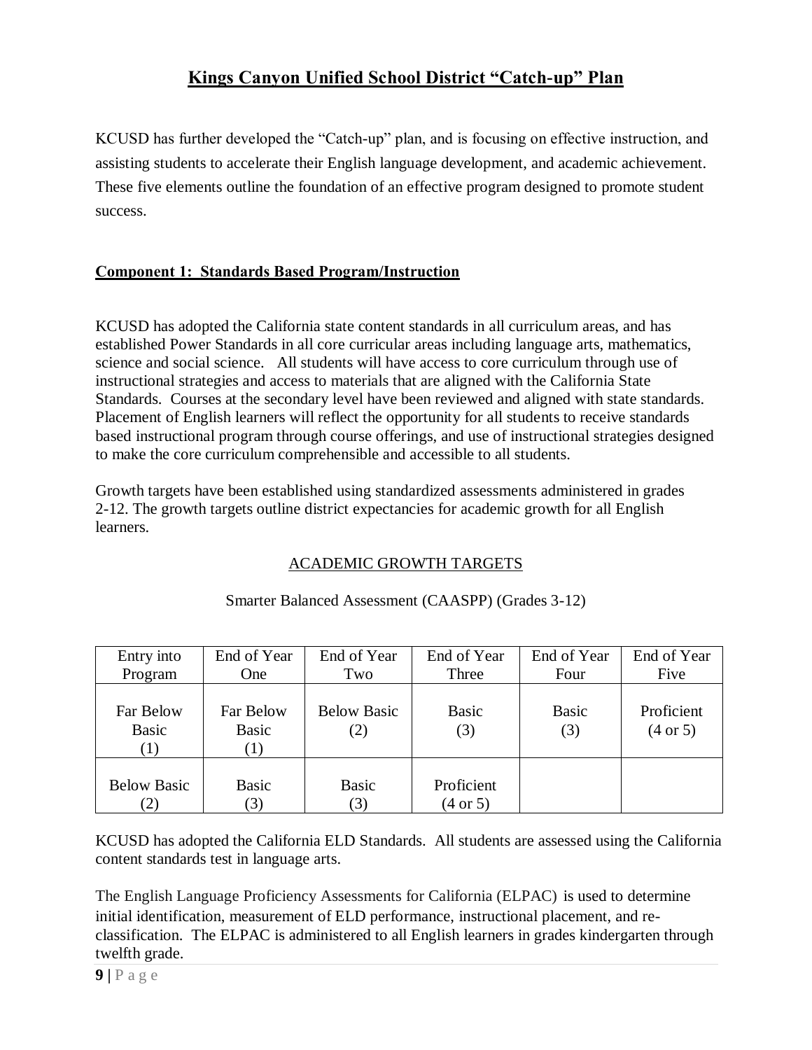# Kings Canyon Unified School District "Catch-up" Plan

KCUSD has further developed the "Catch-up" plan, and is focusing on effective instruction, and assisting students to accelerate their English language development, and academic achievement. These five elements outline the foundation of an effective program designed to promote student success.

## Component 1: Standards Based Program/Instruction

KCUSD has adopted the California state content standards in all curriculum areas, and has established Power Standards in all core curricular areas including language arts, mathematics, science and social science. All students will have access to core curriculum through use of instructional strategies and access to materials that are aligned with the California State Standards. Courses at the secondary level have been reviewed and aligned with state standards. Placement of English learners will reflect the opportunity for all students to receive standards based instructional program through course offerings, and use of instructional strategies designed to make the core curriculum comprehensible and accessible to all students.

Growth targets have been established using standardized assessments administered in grades 2-12. The growth targets outline district expectancies for academic growth for all English learners.

ACADEMIC GROWTH TARGETS

Smarter Balanced Assessment (CAASPP) (Grades 3-12)

| Entry into Program | End of Year One | End of Year Two | End of Year Three | End of Year Four | End of Year Five |
|---|---|---|---|---|---|
| Far Below Basic (1) | Far Below Basic (1) | Below Basic (2) | Basic (3) | Basic (3) | Proficient (4 or 5) |
| Below Basic (2) | Basic (3) | Basic (3) | Proficient (4 or 5) | | |

KCUSD has adopted the California ELD Standards. All students are assessed using the California content standards test in language arts.

The English Language Proficiency Assessments for California (ELPAC) is used to determine initial identification, measurement of ELD performance, instructional placement, and re-classification. The ELPAC is administered to all English learners in grades kindergarten through twelfth grade.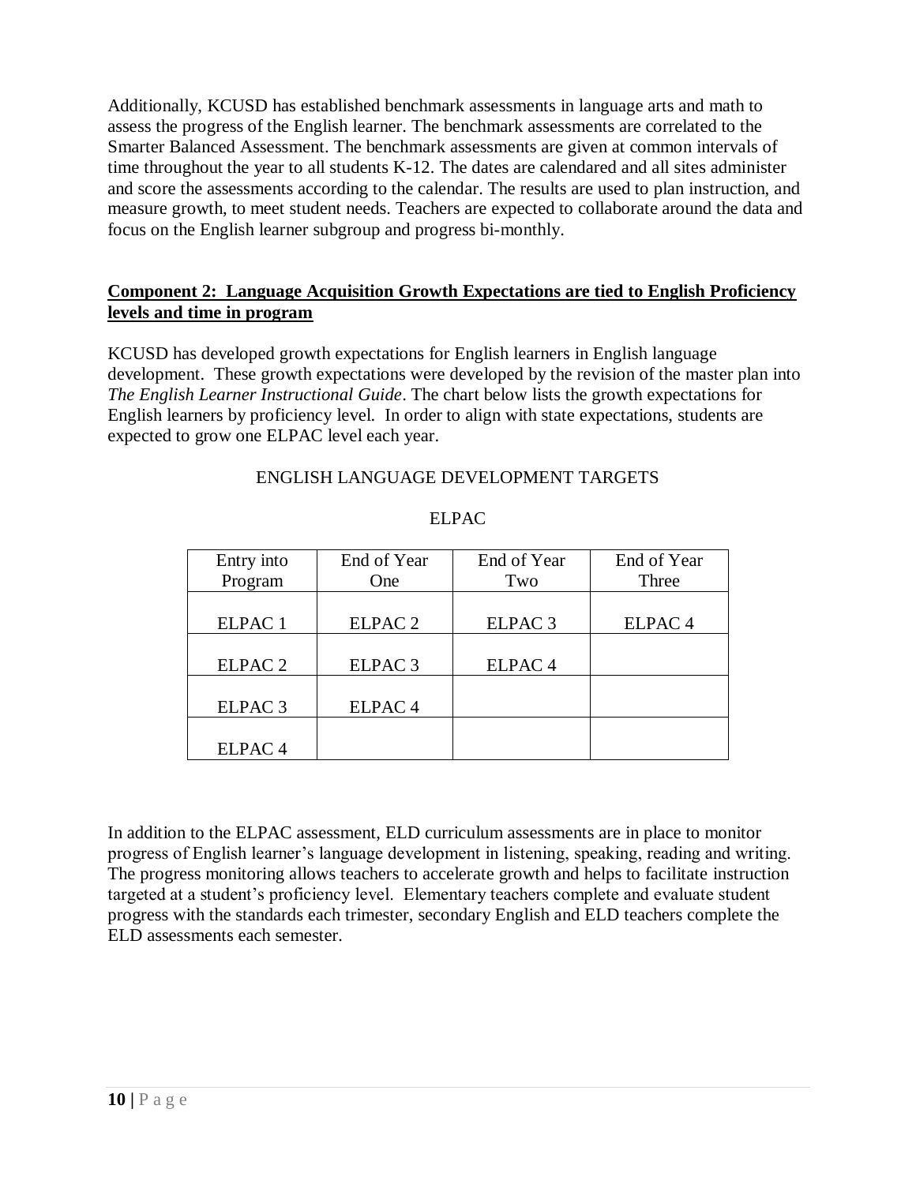Additionally, KCUSD has established benchmark assessments in language arts and math to assess the progress of the English learner. The benchmark assessments are correlated to the Smarter Balanced Assessment. The benchmark assessments are given at common intervals of time throughout the year to all students K-12. The dates are calendared and all sites administer and score the assessments according to the calendar. The results are used to plan instruction, and measure growth, to meet student needs. Teachers are expected to collaborate around the data and focus on the English learner subgroup and progress bi-monthly.

**Component 2: Language Acquisition Growth Expectations are tied to English Proficiency levels and time in program**

KCUSD has developed growth expectations for English learners in English language development. These growth expectations were developed by the revision of the master plan into *The English Learner Instructional Guide*. The chart below lists the growth expectations for English learners by proficiency level. In order to align with state expectations, students are expected to grow one ELPAC level each year.

ENGLISH LANGUAGE DEVELOPMENT TARGETS

ELPAC

| Entry into Program | End of Year One | End of Year Two | End of Year Three |
|---|---|---|---|
| ELPAC 1 | ELPAC 2 | ELPAC 3 | ELPAC 4 |
| ELPAC 2 | ELPAC 3 | ELPAC 4 | |
| ELPAC 3 | ELPAC 4 | | |
| ELPAC 4 | | | |

In addition to the ELPAC assessment, ELD curriculum assessments are in place to monitor progress of English learner's language development in listening, speaking, reading and writing. The progress monitoring allows teachers to accelerate growth and helps to facilitate instruction targeted at a student's proficiency level. Elementary teachers complete and evaluate student progress with the standards each trimester, secondary English and ELD teachers complete the ELD assessments each semester.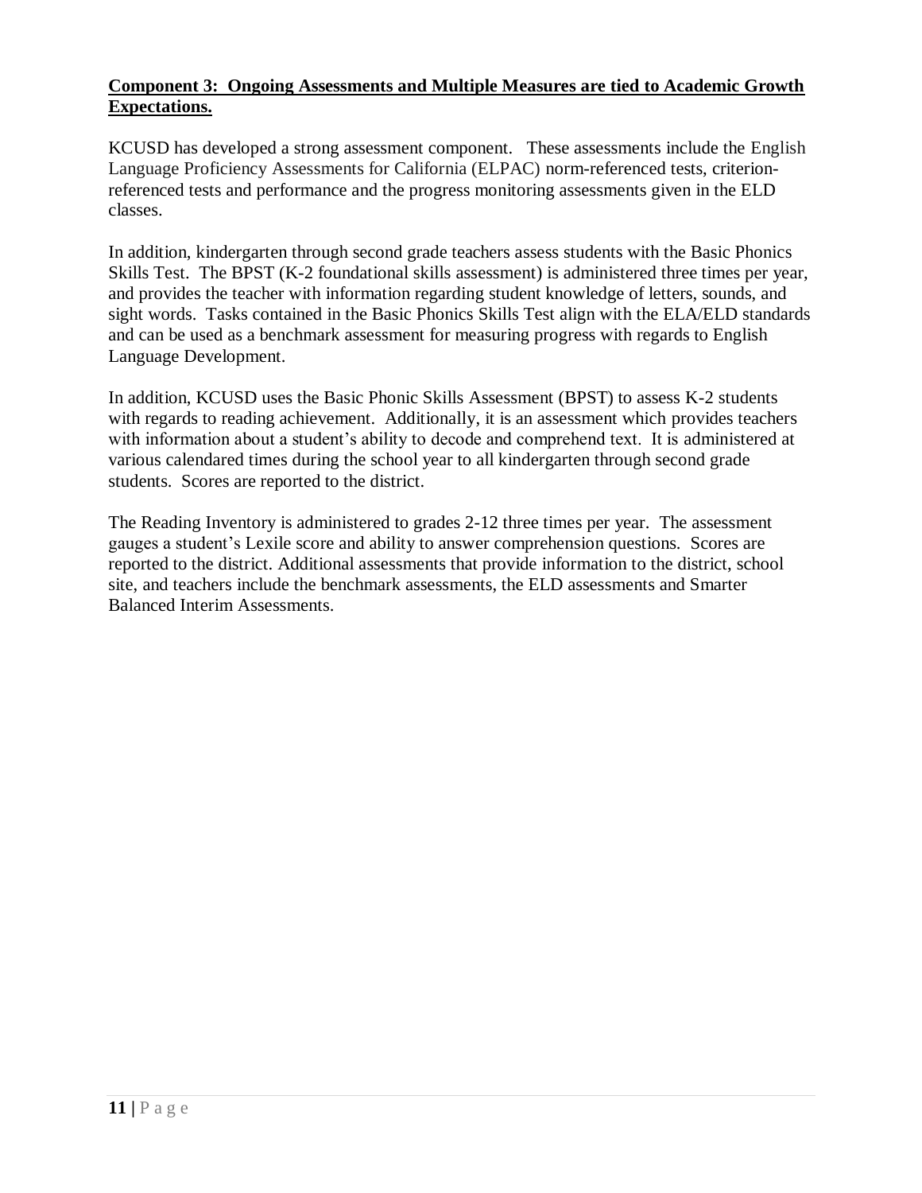**Component 3: Ongoing Assessments and Multiple Measures are tied to Academic Growth Expectations.**

KCUSD has developed a strong assessment component. These assessments include the English Language Proficiency Assessments for California (ELPAC) norm-referenced tests, criterion-referenced tests and performance and the progress monitoring assessments given in the ELD classes.

In addition, kindergarten through second grade teachers assess students with the Basic Phonics Skills Test. The BPST (K-2 foundational skills assessment) is administered three times per year, and provides the teacher with information regarding student knowledge of letters, sounds, and sight words. Tasks contained in the Basic Phonics Skills Test align with the ELA/ELD standards and can be used as a benchmark assessment for measuring progress with regards to English Language Development.

In addition, KCUSD uses the Basic Phonic Skills Assessment (BPST) to assess K-2 students with regards to reading achievement. Additionally, it is an assessment which provides teachers with information about a student's ability to decode and comprehend text. It is administered at various calendared times during the school year to all kindergarten through second grade students. Scores are reported to the district.

The Reading Inventory is administered to grades 2-12 three times per year. The assessment gauges a student's Lexile score and ability to answer comprehension questions. Scores are reported to the district. Additional assessments that provide information to the district, school site, and teachers include the benchmark assessments, the ELD assessments and Smarter Balanced Interim Assessments.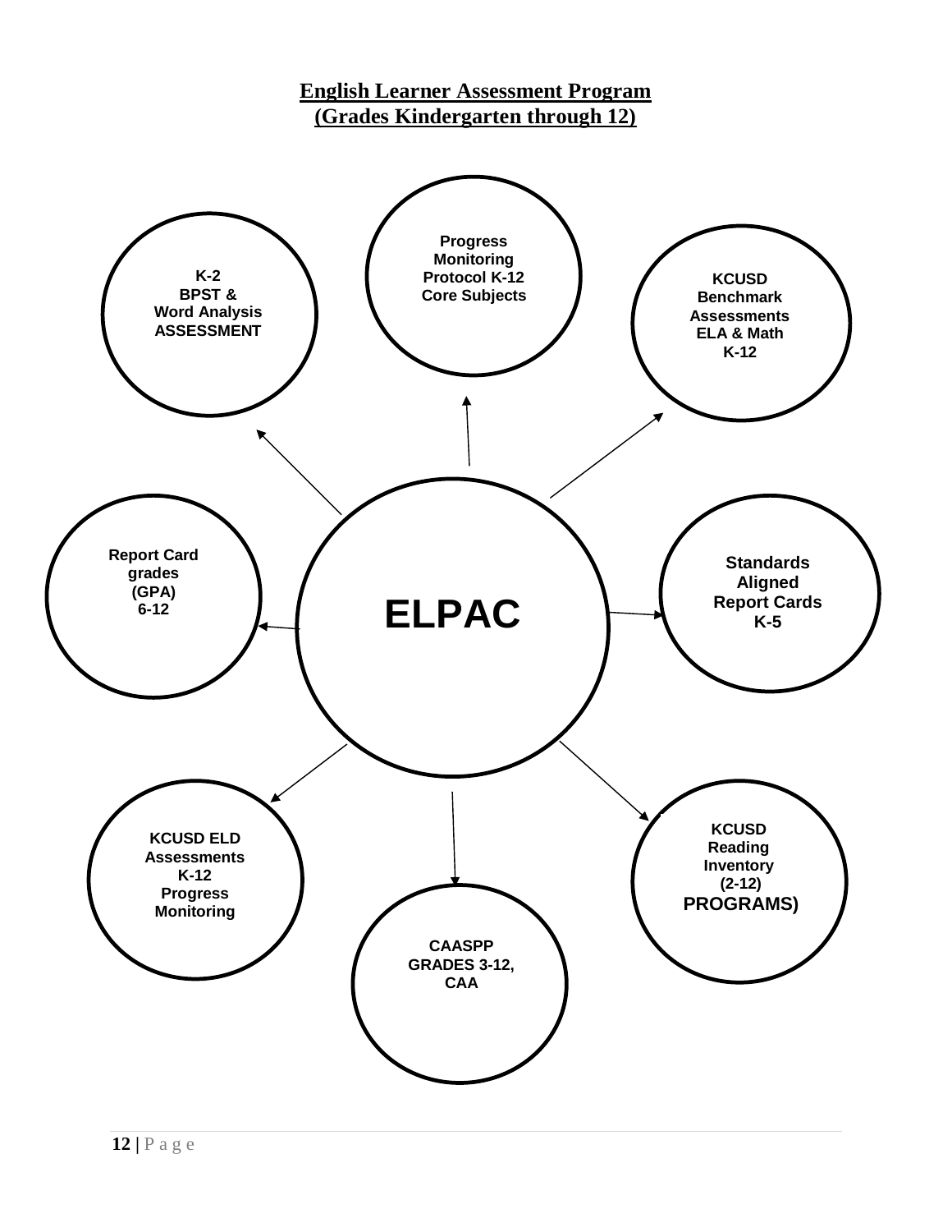**English Learner Assessment Program**
**(Grades Kindergarten through 12)**

**ELPAC**

- **Progress Monitoring Protocol K-12 Core Subjects**
- **KCUSD Benchmark Assessments ELA & Math K-12**
- **Standards Aligned Report Cards K-5**
- **KCUSD Reading Inventory (2-12) PROGRAMS)**
- **CAASPP GRADES 3-12, CAA**
- **KCUSD ELD Assessments K-12 Progress Monitoring**
- **Report Card grades (GPA) 6-12**
- **K-2 BPST & Word Analysis ASSESSMENT**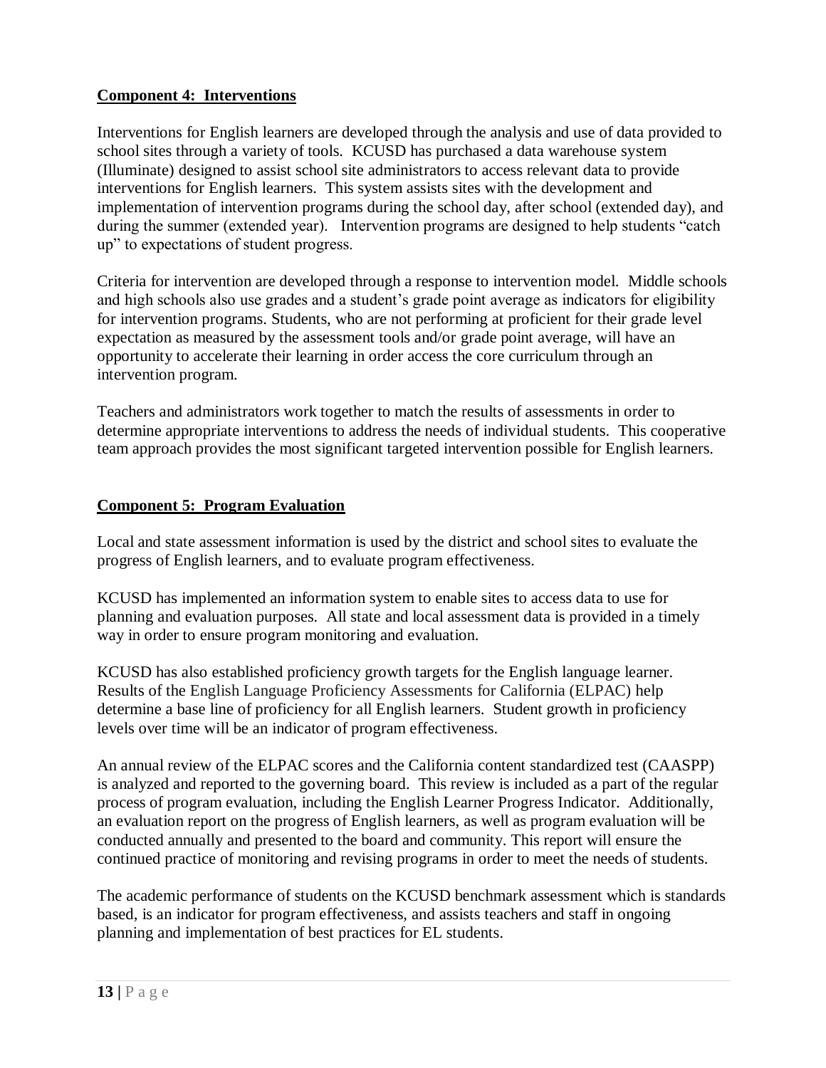## Component 4: Interventions

Interventions for English learners are developed through the analysis and use of data provided to school sites through a variety of tools. KCUSD has purchased a data warehouse system (Illuminate) designed to assist school site administrators to access relevant data to provide interventions for English learners. This system assists sites with the development and implementation of intervention programs during the school day, after school (extended day), and during the summer (extended year). Intervention programs are designed to help students "catch up" to expectations of student progress.

Criteria for intervention are developed through a response to intervention model. Middle schools and high schools also use grades and a student's grade point average as indicators for eligibility for intervention programs. Students, who are not performing at proficient for their grade level expectation as measured by the assessment tools and/or grade point average, will have an opportunity to accelerate their learning in order access the core curriculum through an intervention program.

Teachers and administrators work together to match the results of assessments in order to determine appropriate interventions to address the needs of individual students. This cooperative team approach provides the most significant targeted intervention possible for English learners.

## Component 5: Program Evaluation

Local and state assessment information is used by the district and school sites to evaluate the progress of English learners, and to evaluate program effectiveness.

KCUSD has implemented an information system to enable sites to access data to use for planning and evaluation purposes. All state and local assessment data is provided in a timely way in order to ensure program monitoring and evaluation.

KCUSD has also established proficiency growth targets for the English language learner. Results of the English Language Proficiency Assessments for California (ELPAC) help determine a base line of proficiency for all English learners. Student growth in proficiency levels over time will be an indicator of program effectiveness.

An annual review of the ELPAC scores and the California content standardized test (CAASPP) is analyzed and reported to the governing board. This review is included as a part of the regular process of program evaluation, including the English Learner Progress Indicator. Additionally, an evaluation report on the progress of English learners, as well as program evaluation will be conducted annually and presented to the board and community. This report will ensure the continued practice of monitoring and revising programs in order to meet the needs of students.

The academic performance of students on the KCUSD benchmark assessment which is standards based, is an indicator for program effectiveness, and assists teachers and staff in ongoing planning and implementation of best practices for EL students.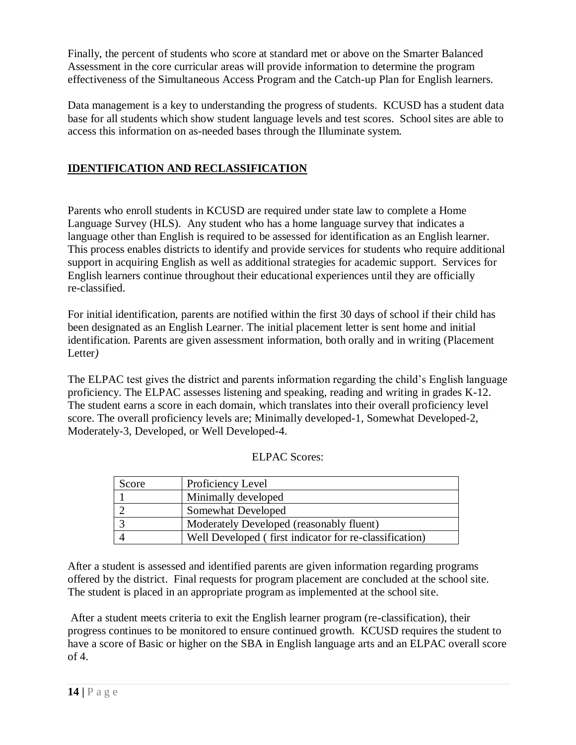Finally, the percent of students who score at standard met or above on the Smarter Balanced Assessment in the core curricular areas will provide information to determine the program effectiveness of the Simultaneous Access Program and the Catch-up Plan for English learners.

Data management is a key to understanding the progress of students. KCUSD has a student data base for all students which show student language levels and test scores. School sites are able to access this information on as-needed bases through the Illuminate system.

## IDENTIFICATION AND RECLASSIFICATION

Parents who enroll students in KCUSD are required under state law to complete a Home Language Survey (HLS). Any student who has a home language survey that indicates a language other than English is required to be assessed for identification as an English learner. This process enables districts to identify and provide services for students who require additional support in acquiring English as well as additional strategies for academic support. Services for English learners continue throughout their educational experiences until they are officially re-classified.

For initial identification, parents are notified within the first 30 days of school if their child has been designated as an English Learner. The initial placement letter is sent home and initial identification. Parents are given assessment information, both orally and in writing (Placement Letter*)*

The ELPAC test gives the district and parents information regarding the child's English language proficiency. The ELPAC assesses listening and speaking, reading and writing in grades K-12. The student earns a score in each domain, which translates into their overall proficiency level score. The overall proficiency levels are; Minimally developed-1, Somewhat Developed-2, Moderately-3, Developed, or Well Developed-4.

ELPAC Scores:

| Score | Proficiency Level |
|---|---|
| 1 | Minimally developed |
| 2 | Somewhat Developed |
| 3 | Moderately Developed (reasonably fluent) |
| 4 | Well Developed ( first indicator for re-classification) |

After a student is assessed and identified parents are given information regarding programs offered by the district. Final requests for program placement are concluded at the school site. The student is placed in an appropriate program as implemented at the school site.

After a student meets criteria to exit the English learner program (re-classification), their progress continues to be monitored to ensure continued growth. KCUSD requires the student to have a score of Basic or higher on the SBA in English language arts and an ELPAC overall score of 4.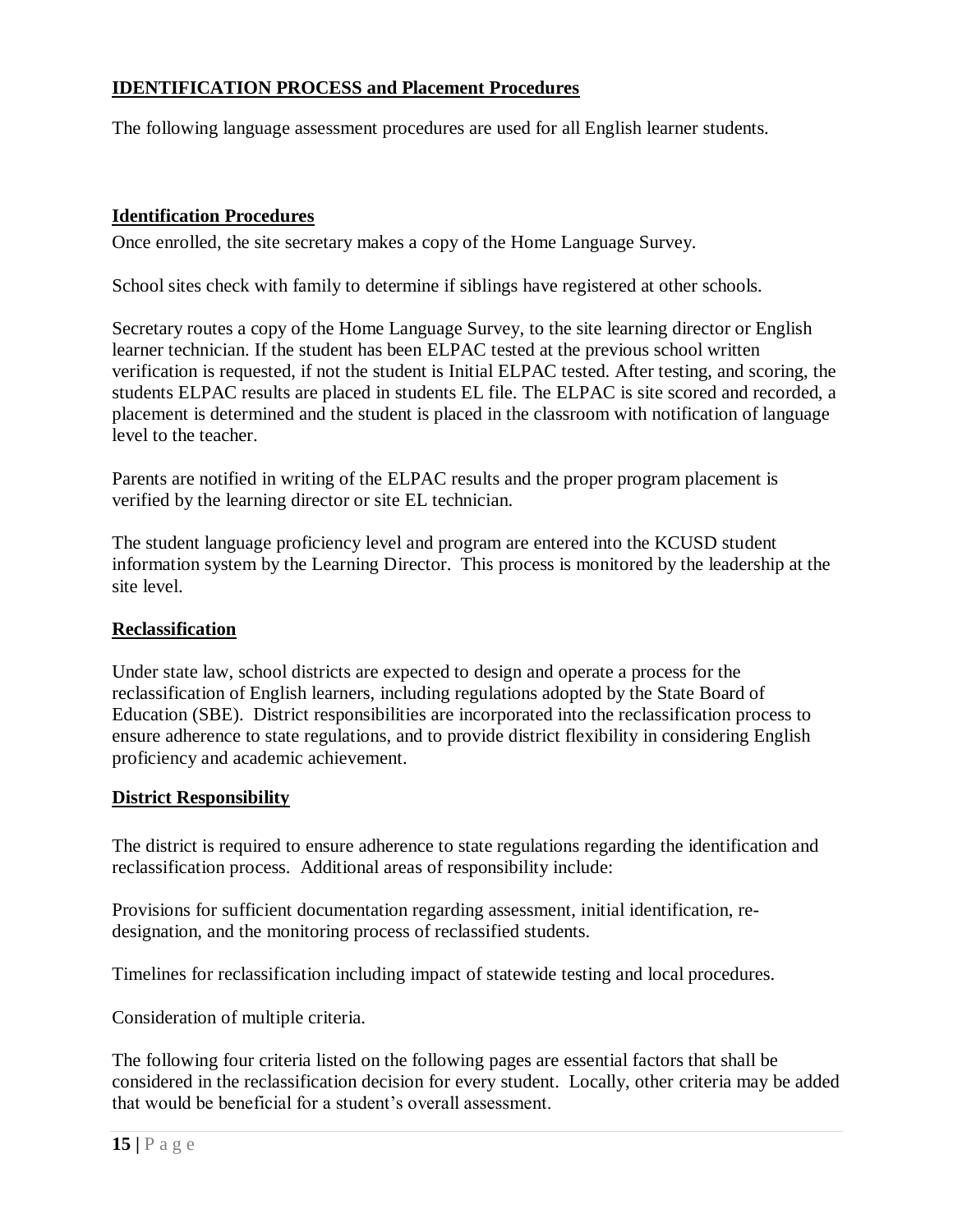## IDENTIFICATION PROCESS and Placement Procedures

The following language assessment procedures are used for all English learner students.

### Identification Procedures

Once enrolled, the site secretary makes a copy of the Home Language Survey.

School sites check with family to determine if siblings have registered at other schools.

Secretary routes a copy of the Home Language Survey, to the site learning director or English learner technician. If the student has been ELPAC tested at the previous school written verification is requested, if not the student is Initial ELPAC tested. After testing, and scoring, the students ELPAC results are placed in students EL file. The ELPAC is site scored and recorded, a placement is determined and the student is placed in the classroom with notification of language level to the teacher.

Parents are notified in writing of the ELPAC results and the proper program placement is verified by the learning director or site EL technician.

The student language proficiency level and program are entered into the KCUSD student information system by the Learning Director. This process is monitored by the leadership at the site level.

### Reclassification

Under state law, school districts are expected to design and operate a process for the reclassification of English learners, including regulations adopted by the State Board of Education (SBE). District responsibilities are incorporated into the reclassification process to ensure adherence to state regulations, and to provide district flexibility in considering English proficiency and academic achievement.

### District Responsibility

The district is required to ensure adherence to state regulations regarding the identification and reclassification process. Additional areas of responsibility include:

Provisions for sufficient documentation regarding assessment, initial identification, re-designation, and the monitoring process of reclassified students.

Timelines for reclassification including impact of statewide testing and local procedures.

Consideration of multiple criteria.

The following four criteria listed on the following pages are essential factors that shall be considered in the reclassification decision for every student. Locally, other criteria may be added that would be beneficial for a student's overall assessment.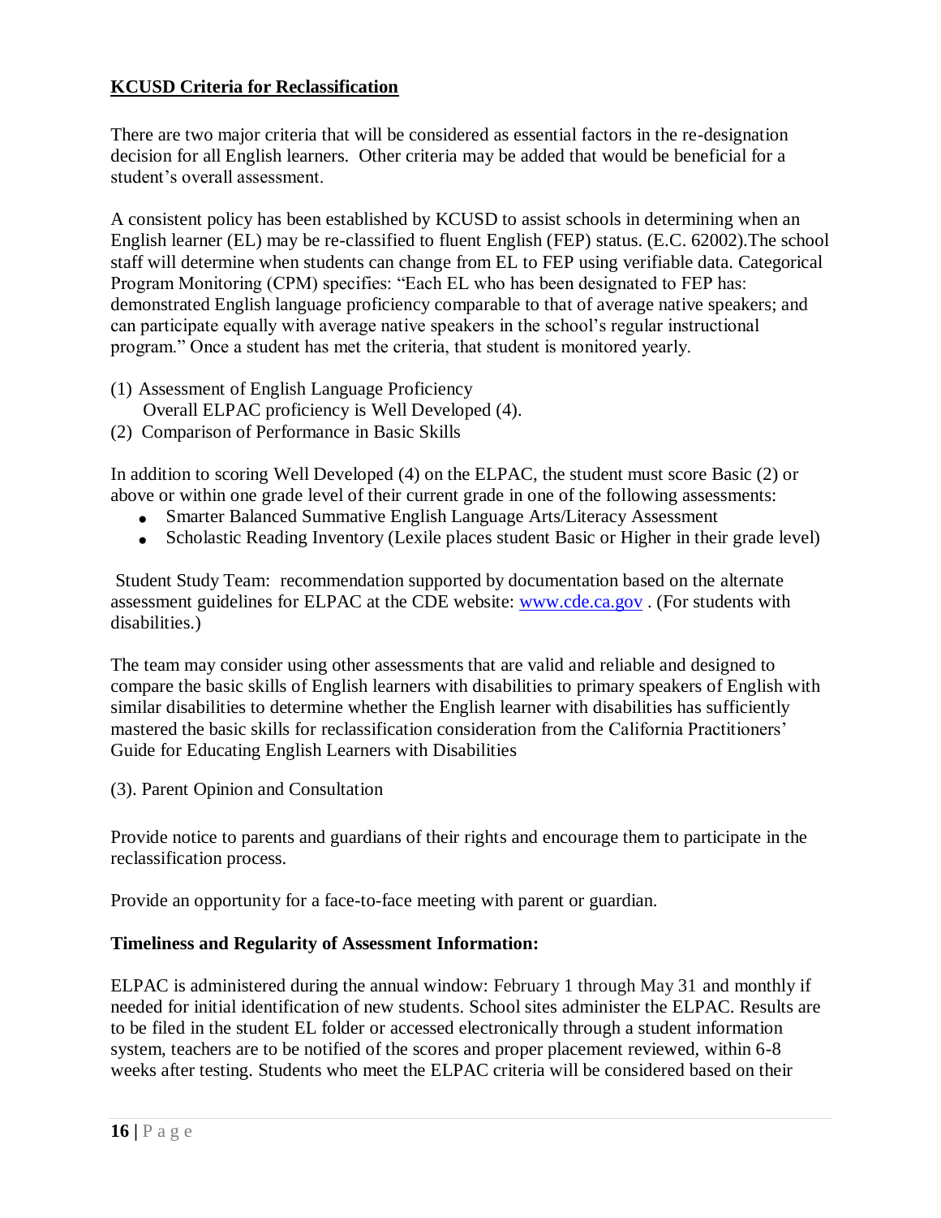**<u>KCUSD Criteria for Reclassification</u>**

There are two major criteria that will be considered as essential factors in the re-designation decision for all English learners. Other criteria may be added that would be beneficial for a student's overall assessment.

A consistent policy has been established by KCUSD to assist schools in determining when an English learner (EL) may be re-classified to fluent English (FEP) status. (E.C. 62002).The school staff will determine when students can change from EL to FEP using verifiable data. Categorical Program Monitoring (CPM) specifies: "Each EL who has been designated to FEP has: demonstrated English language proficiency comparable to that of average native speakers; and can participate equally with average native speakers in the school's regular instructional program." Once a student has met the criteria, that student is monitored yearly.

(1) Assessment of English Language Proficiency
    Overall ELPAC proficiency is Well Developed (4).

(2) Comparison of Performance in Basic Skills

In addition to scoring Well Developed (4) on the ELPAC, the student must score Basic (2) or above or within one grade level of their current grade in one of the following assessments:

- Smarter Balanced Summative English Language Arts/Literacy Assessment
- Scholastic Reading Inventory (Lexile places student Basic or Higher in their grade level)

Student Study Team: recommendation supported by documentation based on the alternate assessment guidelines for ELPAC at the CDE website: www.cde.ca.gov . (For students with disabilities.)

The team may consider using other assessments that are valid and reliable and designed to compare the basic skills of English learners with disabilities to primary speakers of English with similar disabilities to determine whether the English learner with disabilities has sufficiently mastered the basic skills for reclassification consideration from the California Practitioners' Guide for Educating English Learners with Disabilities

(3). Parent Opinion and Consultation

Provide notice to parents and guardians of their rights and encourage them to participate in the reclassification process.

Provide an opportunity for a face-to-face meeting with parent or guardian.

**Timeliness and Regularity of Assessment Information:**

ELPAC is administered during the annual window: February 1 through May 31 and monthly if needed for initial identification of new students. School sites administer the ELPAC. Results are to be filed in the student EL folder or accessed electronically through a student information system, teachers are to be notified of the scores and proper placement reviewed, within 6-8 weeks after testing. Students who meet the ELPAC criteria will be considered based on their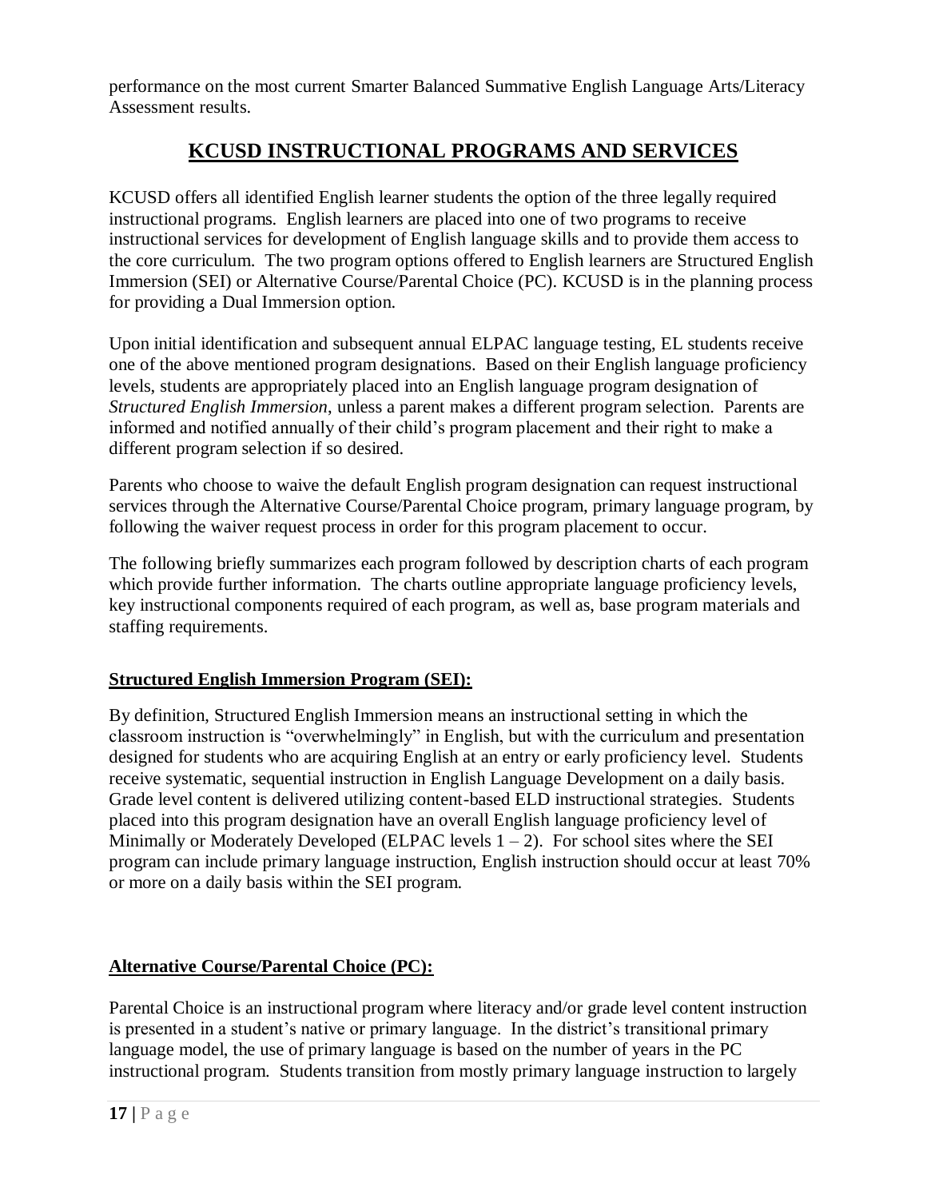performance on the most current Smarter Balanced Summative English Language Arts/Literacy Assessment results.

## KCUSD INSTRUCTIONAL PROGRAMS AND SERVICES

KCUSD offers all identified English learner students the option of the three legally required instructional programs. English learners are placed into one of two programs to receive instructional services for development of English language skills and to provide them access to the core curriculum. The two program options offered to English learners are Structured English Immersion (SEI) or Alternative Course/Parental Choice (PC). KCUSD is in the planning process for providing a Dual Immersion option.

Upon initial identification and subsequent annual ELPAC language testing, EL students receive one of the above mentioned program designations. Based on their English language proficiency levels, students are appropriately placed into an English language program designation of *Structured English Immersion*, unless a parent makes a different program selection. Parents are informed and notified annually of their child's program placement and their right to make a different program selection if so desired.

Parents who choose to waive the default English program designation can request instructional services through the Alternative Course/Parental Choice program, primary language program, by following the waiver request process in order for this program placement to occur.

The following briefly summarizes each program followed by description charts of each program which provide further information. The charts outline appropriate language proficiency levels, key instructional components required of each program, as well as, base program materials and staffing requirements.

### Structured English Immersion Program (SEI):

By definition, Structured English Immersion means an instructional setting in which the classroom instruction is "overwhelmingly" in English, but with the curriculum and presentation designed for students who are acquiring English at an entry or early proficiency level. Students receive systematic, sequential instruction in English Language Development on a daily basis. Grade level content is delivered utilizing content-based ELD instructional strategies. Students placed into this program designation have an overall English language proficiency level of Minimally or Moderately Developed (ELPAC levels 1 – 2). For school sites where the SEI program can include primary language instruction, English instruction should occur at least 70% or more on a daily basis within the SEI program.

### Alternative Course/Parental Choice (PC):

Parental Choice is an instructional program where literacy and/or grade level content instruction is presented in a student's native or primary language. In the district's transitional primary language model, the use of primary language is based on the number of years in the PC instructional program. Students transition from mostly primary language instruction to largely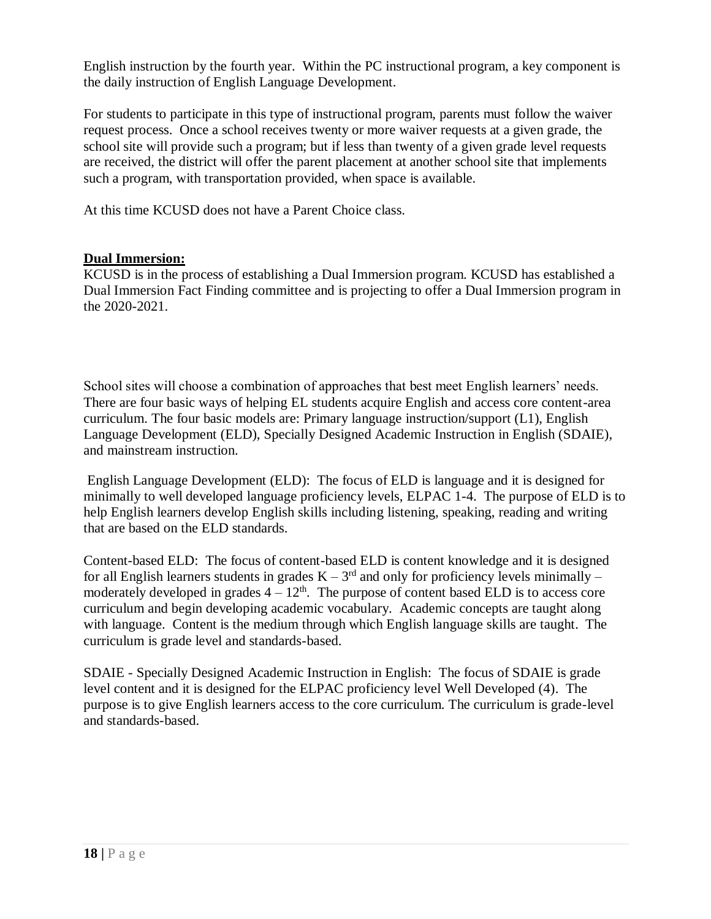English instruction by the fourth year. Within the PC instructional program, a key component is the daily instruction of English Language Development.

For students to participate in this type of instructional program, parents must follow the waiver request process. Once a school receives twenty or more waiver requests at a given grade, the school site will provide such a program; but if less than twenty of a given grade level requests are received, the district will offer the parent placement at another school site that implements such a program, with transportation provided, when space is available.

At this time KCUSD does not have a Parent Choice class.

**Dual Immersion:**

KCUSD is in the process of establishing a Dual Immersion program. KCUSD has established a Dual Immersion Fact Finding committee and is projecting to offer a Dual Immersion program in the 2020-2021.

School sites will choose a combination of approaches that best meet English learners' needs. There are four basic ways of helping EL students acquire English and access core content-area curriculum. The four basic models are: Primary language instruction/support (L1), English Language Development (ELD), Specially Designed Academic Instruction in English (SDAIE), and mainstream instruction.

English Language Development (ELD): The focus of ELD is language and it is designed for minimally to well developed language proficiency levels, ELPAC 1-4. The purpose of ELD is to help English learners develop English skills including listening, speaking, reading and writing that are based on the ELD standards.

Content-based ELD: The focus of content-based ELD is content knowledge and it is designed for all English learners students in grades K – 3rd and only for proficiency levels minimally – moderately developed in grades 4 – 12th. The purpose of content based ELD is to access core curriculum and begin developing academic vocabulary. Academic concepts are taught along with language. Content is the medium through which English language skills are taught. The curriculum is grade level and standards-based.

SDAIE - Specially Designed Academic Instruction in English: The focus of SDAIE is grade level content and it is designed for the ELPAC proficiency level Well Developed (4). The purpose is to give English learners access to the core curriculum. The curriculum is grade-level and standards-based.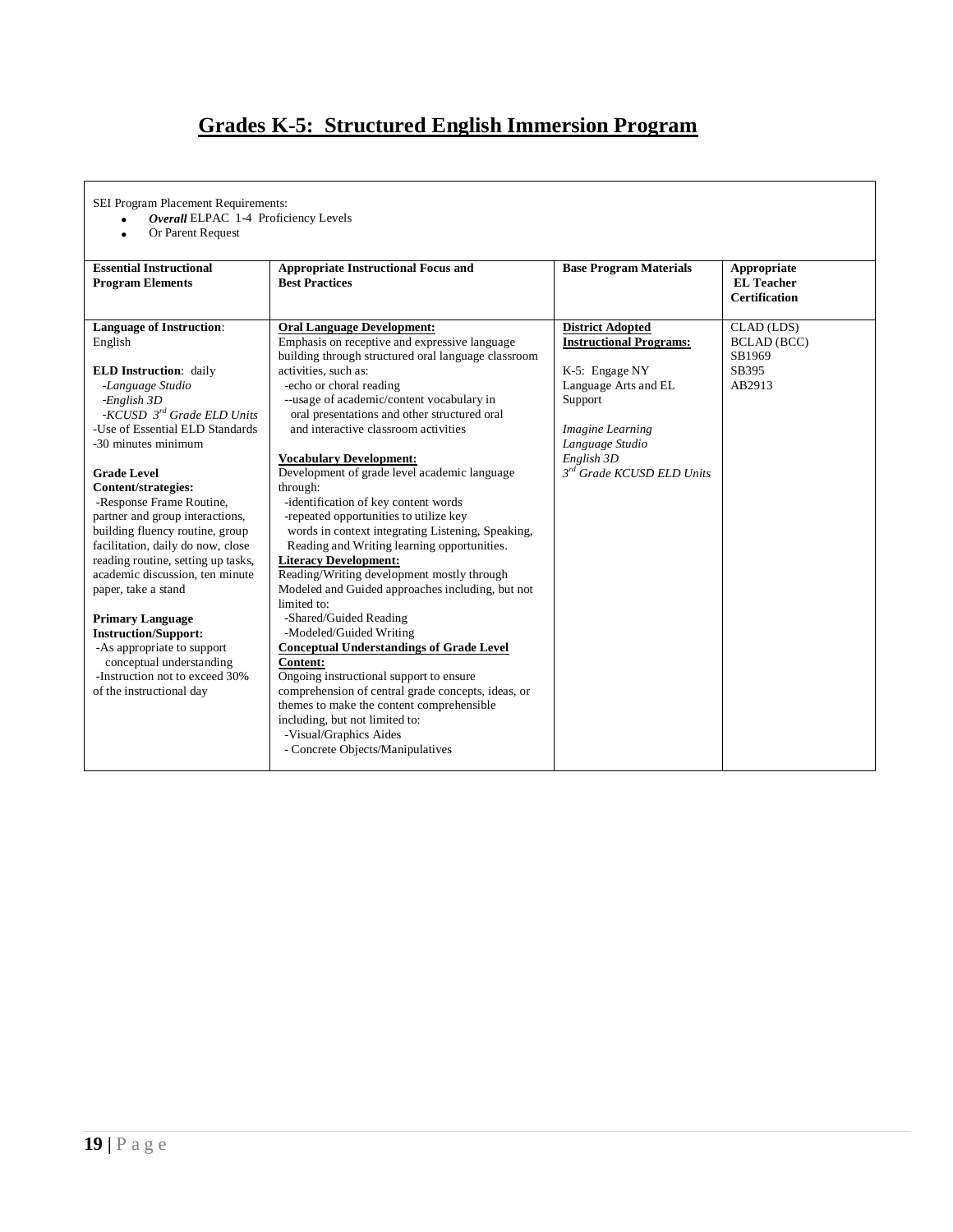# Grades K-5: Structured English Immersion Program

SEI Program Placement Requirements:

- ***Overall*** ELPAC 1-4 Proficiency Levels
- Or Parent Request

| Essential Instructional Program Elements | Appropriate Instructional Focus and Best Practices | Base Program Materials | Appropriate EL Teacher Certification |
|---|---|---|---|
| **Language of Instruction**: English<br><br>**ELD Instruction**: daily<br>-*Language Studio*<br>-*English 3D*<br>-*KCUSD 3rd Grade ELD Units*<br>-Use of Essential ELD Standards<br>-30 minutes minimum<br><br>**Grade Level Content/strategies:**<br>-Response Frame Routine, partner and group interactions, building fluency routine, group facilitation, daily do now, close reading routine, setting up tasks, academic discussion, ten minute paper, take a stand<br><br>**Primary Language Instruction/Support:**<br>-As appropriate to support conceptual understanding<br>-Instruction not to exceed 30% of the instructional day | **Oral Language Development:**<br>Emphasis on receptive and expressive language building through structured oral language classroom activities, such as:<br>-echo or choral reading<br>--usage of academic/content vocabulary in oral presentations and other structured oral and interactive classroom activities<br><br>**Vocabulary Development:**<br>Development of grade level academic language through:<br>-identification of key content words<br>-repeated opportunities to utilize key words in context integrating Listening, Speaking, Reading and Writing learning opportunities.<br>**Literacy Development:**<br>Reading/Writing development mostly through Modeled and Guided approaches including, but not limited to:<br>-Shared/Guided Reading<br>-Modeled/Guided Writing<br>**Conceptual Understandings of Grade Level Content:**<br>Ongoing instructional support to ensure comprehension of central grade concepts, ideas, or themes to make the content comprehensible including, but not limited to:<br>-Visual/Graphics Aides<br>- Concrete Objects/Manipulatives | **District Adopted Instructional Programs:**<br><br>K-5: Engage NY Language Arts and EL Support<br><br>*Imagine Learning Language Studio*<br>*English 3D*<br>*3rd Grade KCUSD ELD Units* | CLAD (LDS)<br>BCLAD (BCC)<br>SB1969<br>SB395<br>AB2913 |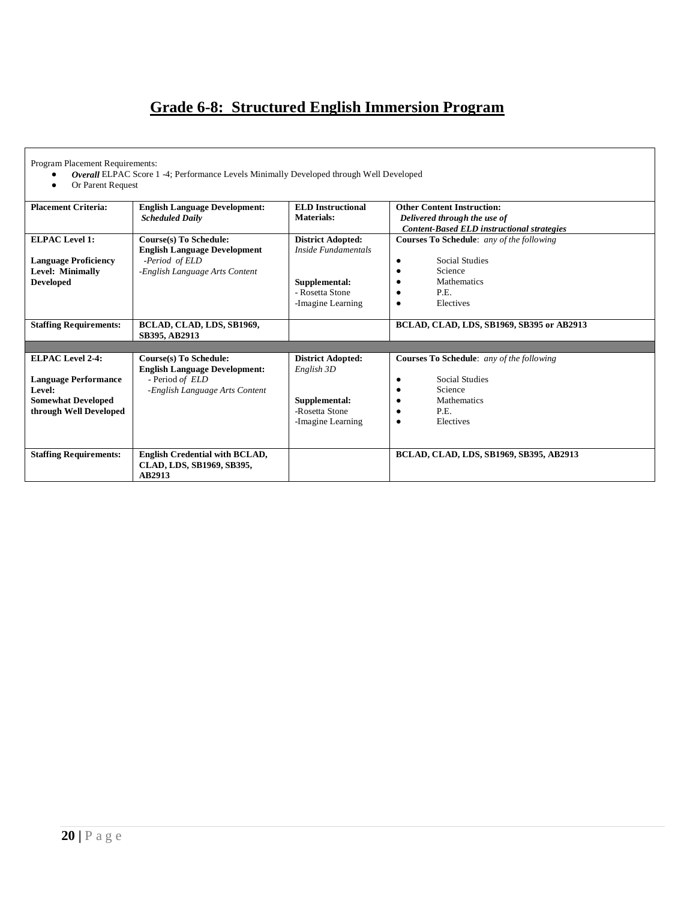# Grade 6-8: Structured English Immersion Program

Program Placement Requirements:

- ***Overall*** ELPAC Score 1 -4; Performance Levels Minimally Developed through Well Developed
- Or Parent Request

| **Placement Criteria:** | **English Language Development:** ***Scheduled Daily*** | **ELD Instructional Materials:** | **Other Content Instruction:** ***Delivered through the use of Content-Based ELD instructional strategies*** |
|---|---|---|---|
| **ELPAC Level 1:**<br><br>**Language Proficiency Level: Minimally Developed** | **Course(s) To Schedule:**<br>**English Language Development**<br>*-Period of ELD*<br>*-English Language Arts Content* | **District Adopted:**<br>*Inside Fundamentals*<br><br>**Supplemental:**<br>- Rosetta Stone<br>-Imagine Learning | **Courses To Schedule**: *any of the following*<br><br>• Social Studies<br>• Science<br>• Mathematics<br>• P.E.<br>• Electives |
| **Staffing Requirements:** | **BCLAD, CLAD, LDS, SB1969, SB395, AB2913** | | **BCLAD, CLAD, LDS, SB1969, SB395 or AB2913** |
| | | | |
| **ELPAC Level 2-4:**<br><br>**Language Performance Level:**<br>**Somewhat Developed through Well Developed** | **Course(s) To Schedule:**<br>**English Language Development:**<br>- Period *of ELD*<br>*-English Language Arts Content* | **District Adopted:**<br>*English 3D*<br><br>**Supplemental:**<br>-Rosetta Stone<br>-Imagine Learning | **Courses To Schedule**: *any of the following*<br><br>• Social Studies<br>• Science<br>• Mathematics<br>• P.E.<br>• Electives |
| **Staffing Requirements:** | **English Credential with BCLAD, CLAD, LDS, SB1969, SB395, AB2913** | | **BCLAD, CLAD, LDS, SB1969, SB395, AB2913** |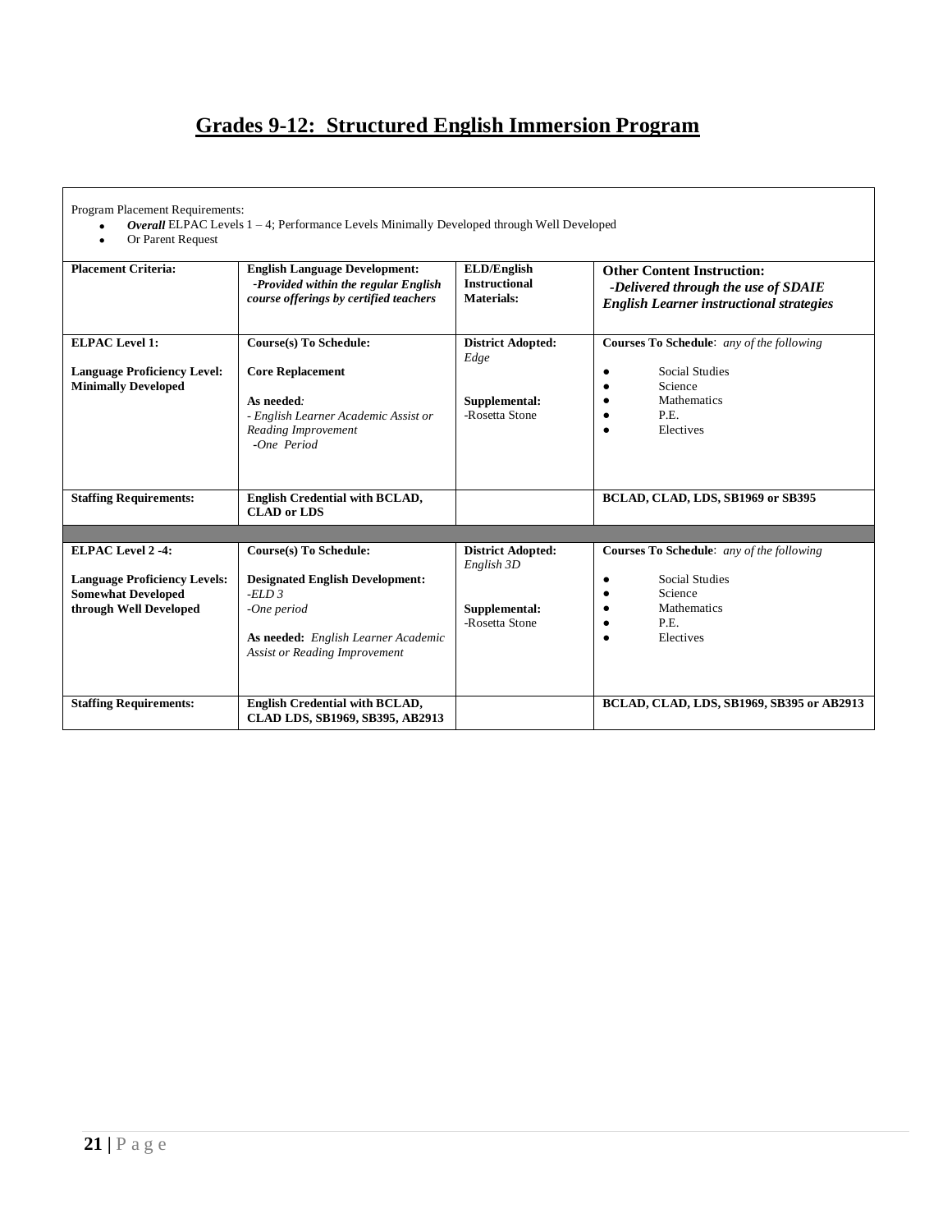# Grades 9-12: Structured English Immersion Program

Program Placement Requirements:

- ***Overall*** ELPAC Levels 1 – 4; Performance Levels Minimally Developed through Well Developed
- Or Parent Request

| **Placement Criteria:** | **English Language Development:** *-Provided within the regular English course offerings by certified teachers* | **ELD/English Instructional Materials:** | **Other Content Instruction:** ***-Delivered through the use of SDAIE English Learner instructional strategies*** |
|---|---|---|---|
| **ELPAC Level 1:**<br><br>**Language Proficiency Level: Minimally Developed** | **Course(s) To Schedule:**<br><br>**Core Replacement**<br><br>**As needed***:*<br>*- English Learner Academic Assist or Reading Improvement*<br>*-One Period* | **District Adopted:** *Edge*<br><br>**Supplemental:**<br>-Rosetta Stone | **Courses To Schedule**: *any of the following*<br><br>● Social Studies<br>● Science<br>● Mathematics<br>● P.E.<br>● Electives |
| **Staffing Requirements:** | **English Credential with BCLAD, CLAD or LDS** | | **BCLAD, CLAD, LDS, SB1969 or SB395** |
| | | | |
| **ELPAC Level 2 -4:**<br><br>**Language Proficiency Levels: Somewhat Developed through Well Developed** | **Course(s) To Schedule:**<br><br>**Designated English Development:**<br>*-ELD 3*<br>*-One period*<br><br>**As needed:** *English Learner Academic Assist or Reading Improvement* | **District Adopted:** *English 3D*<br><br>**Supplemental:**<br>-Rosetta Stone | **Courses To Schedule**: *any of the following*<br><br>● Social Studies<br>● Science<br>● Mathematics<br>● P.E.<br>● Electives |
| **Staffing Requirements:** | **English Credential with BCLAD, CLAD LDS, SB1969, SB395, AB2913** | | **BCLAD, CLAD, LDS, SB1969, SB395 or AB2913** |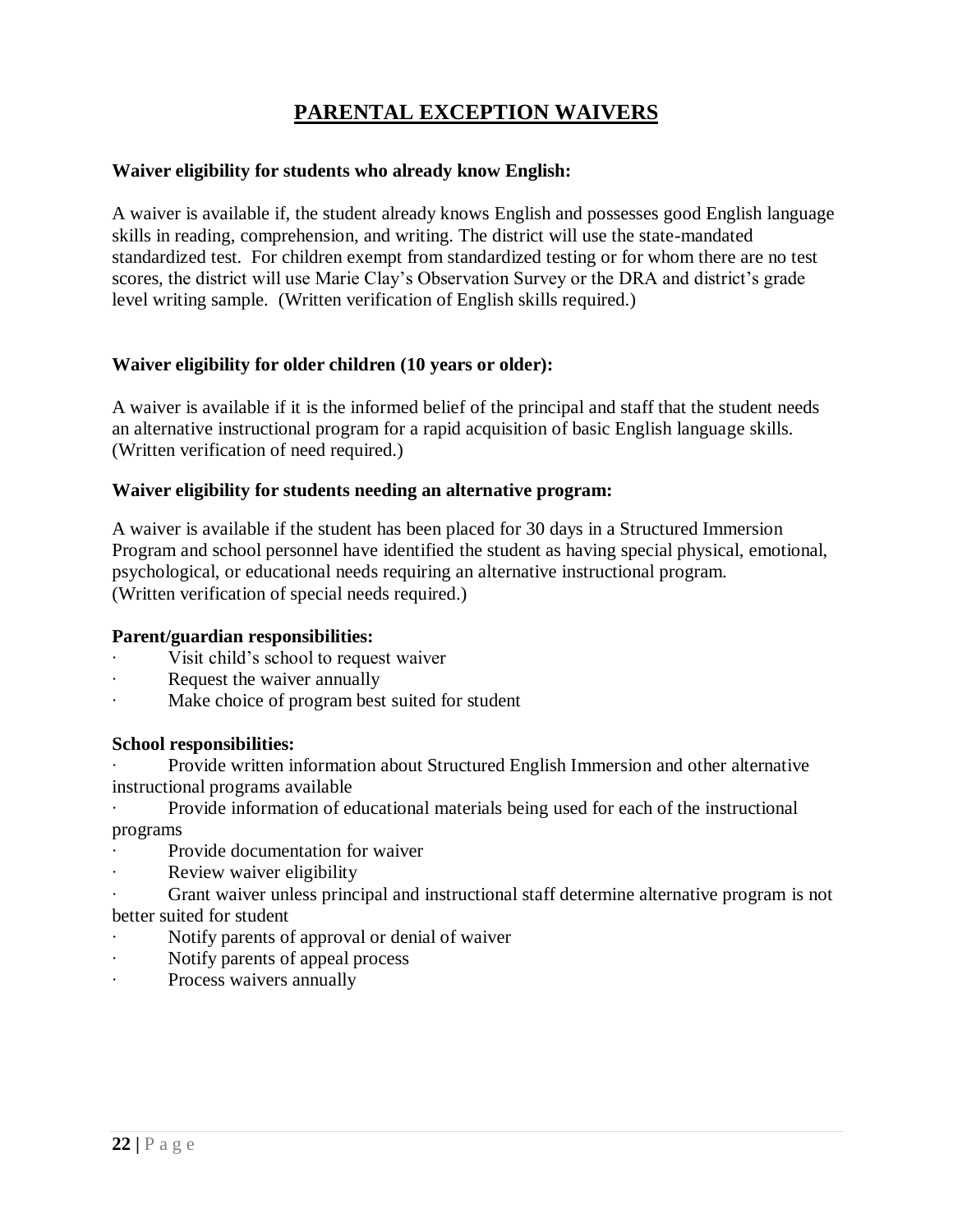# PARENTAL EXCEPTION WAIVERS

**Waiver eligibility for students who already know English:**

A waiver is available if, the student already knows English and possesses good English language skills in reading, comprehension, and writing. The district will use the state-mandated standardized test. For children exempt from standardized testing or for whom there are no test scores, the district will use Marie Clay's Observation Survey or the DRA and district's grade level writing sample. (Written verification of English skills required.)

**Waiver eligibility for older children (10 years or older):**

A waiver is available if it is the informed belief of the principal and staff that the student needs an alternative instructional program for a rapid acquisition of basic English language skills. (Written verification of need required.)

**Waiver eligibility for students needing an alternative program:**

A waiver is available if the student has been placed for 30 days in a Structured Immersion Program and school personnel have identified the student as having special physical, emotional, psychological, or educational needs requiring an alternative instructional program. (Written verification of special needs required.)

**Parent/guardian responsibilities:**

- Visit child's school to request waiver
- Request the waiver annually
- Make choice of program best suited for student

**School responsibilities:**

- Provide written information about Structured English Immersion and other alternative instructional programs available
- Provide information of educational materials being used for each of the instructional programs
- Provide documentation for waiver
- Review waiver eligibility
- Grant waiver unless principal and instructional staff determine alternative program is not better suited for student
- Notify parents of approval or denial of waiver
- Notify parents of appeal process
- Process waivers annually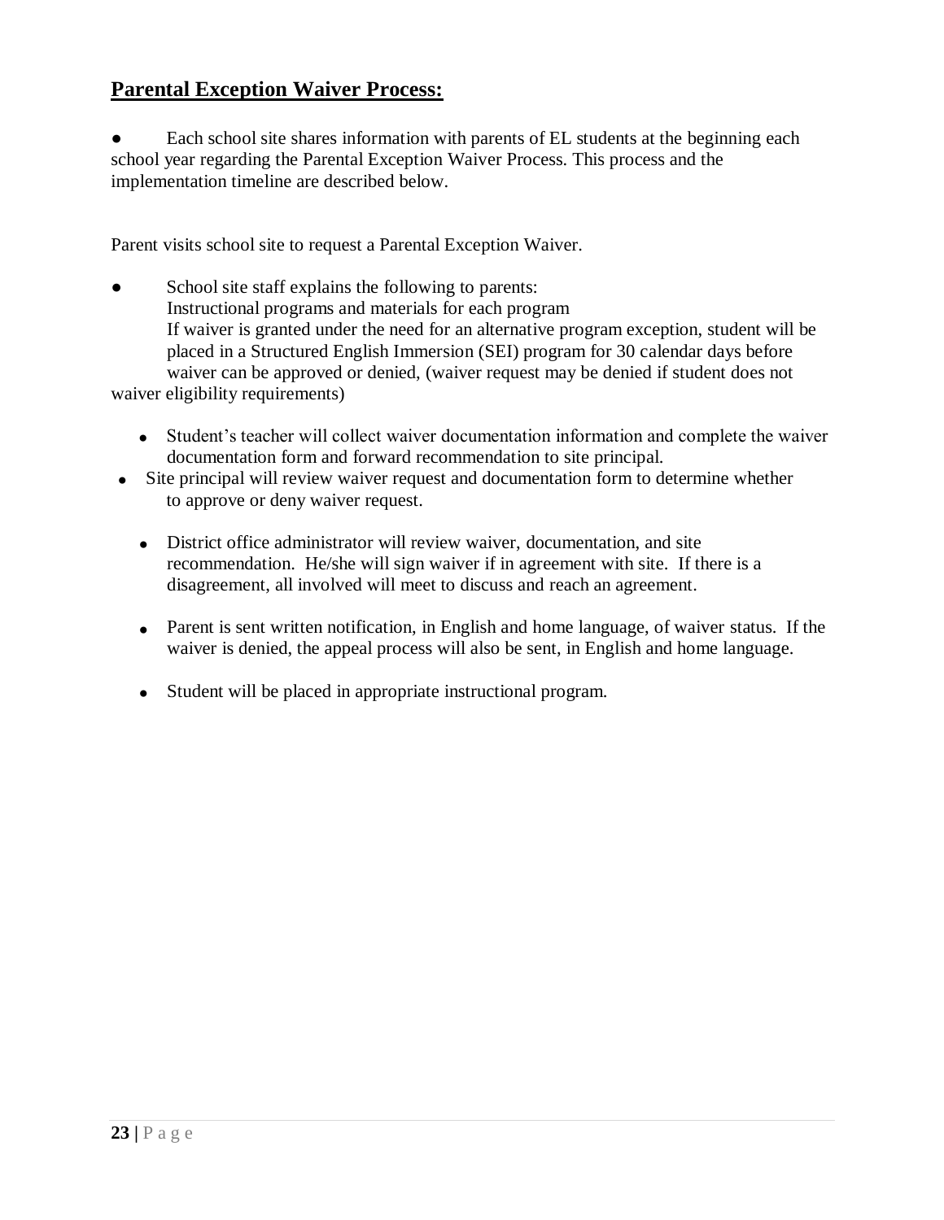## **Parental Exception Waiver Process:**

- Each school site shares information with parents of EL students at the beginning each school year regarding the Parental Exception Waiver Process. This process and the implementation timeline are described below.

Parent visits school site to request a Parental Exception Waiver.

- School site staff explains the following to parents:
  Instructional programs and materials for each program
  If waiver is granted under the need for an alternative program exception, student will be placed in a Structured English Immersion (SEI) program for 30 calendar days before waiver can be approved or denied, (waiver request may be denied if student does not waiver eligibility requirements)

- Student's teacher will collect waiver documentation information and complete the waiver documentation form and forward recommendation to site principal.
- Site principal will review waiver request and documentation form to determine whether to approve or deny waiver request.
- District office administrator will review waiver, documentation, and site recommendation. He/she will sign waiver if in agreement with site. If there is a disagreement, all involved will meet to discuss and reach an agreement.
- Parent is sent written notification, in English and home language, of waiver status. If the waiver is denied, the appeal process will also be sent, in English and home language.
- Student will be placed in appropriate instructional program.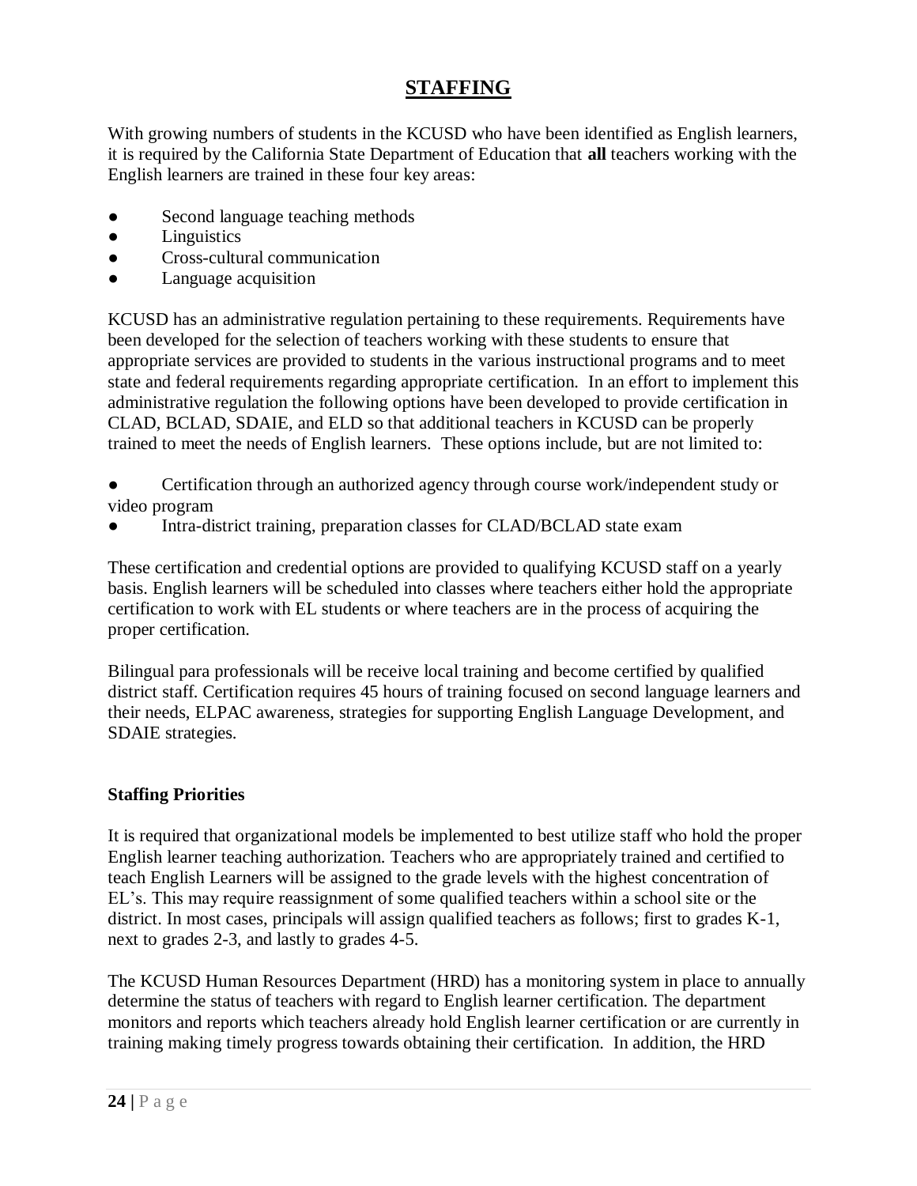# STAFFING

With growing numbers of students in the KCUSD who have been identified as English learners, it is required by the California State Department of Education that **all** teachers working with the English learners are trained in these four key areas:

- Second language teaching methods
- Linguistics
- Cross-cultural communication
- Language acquisition

KCUSD has an administrative regulation pertaining to these requirements. Requirements have been developed for the selection of teachers working with these students to ensure that appropriate services are provided to students in the various instructional programs and to meet state and federal requirements regarding appropriate certification. In an effort to implement this administrative regulation the following options have been developed to provide certification in CLAD, BCLAD, SDAIE, and ELD so that additional teachers in KCUSD can be properly trained to meet the needs of English learners. These options include, but are not limited to:

- Certification through an authorized agency through course work/independent study or video program
- Intra-district training, preparation classes for CLAD/BCLAD state exam

These certification and credential options are provided to qualifying KCUSD staff on a yearly basis. English learners will be scheduled into classes where teachers either hold the appropriate certification to work with EL students or where teachers are in the process of acquiring the proper certification.

Bilingual para professionals will be receive local training and become certified by qualified district staff. Certification requires 45 hours of training focused on second language learners and their needs, ELPAC awareness, strategies for supporting English Language Development, and SDAIE strategies.

### Staffing Priorities

It is required that organizational models be implemented to best utilize staff who hold the proper English learner teaching authorization. Teachers who are appropriately trained and certified to teach English Learners will be assigned to the grade levels with the highest concentration of EL's. This may require reassignment of some qualified teachers within a school site or the district. In most cases, principals will assign qualified teachers as follows; first to grades K-1, next to grades 2-3, and lastly to grades 4-5.

The KCUSD Human Resources Department (HRD) has a monitoring system in place to annually determine the status of teachers with regard to English learner certification. The department monitors and reports which teachers already hold English learner certification or are currently in training making timely progress towards obtaining their certification. In addition, the HRD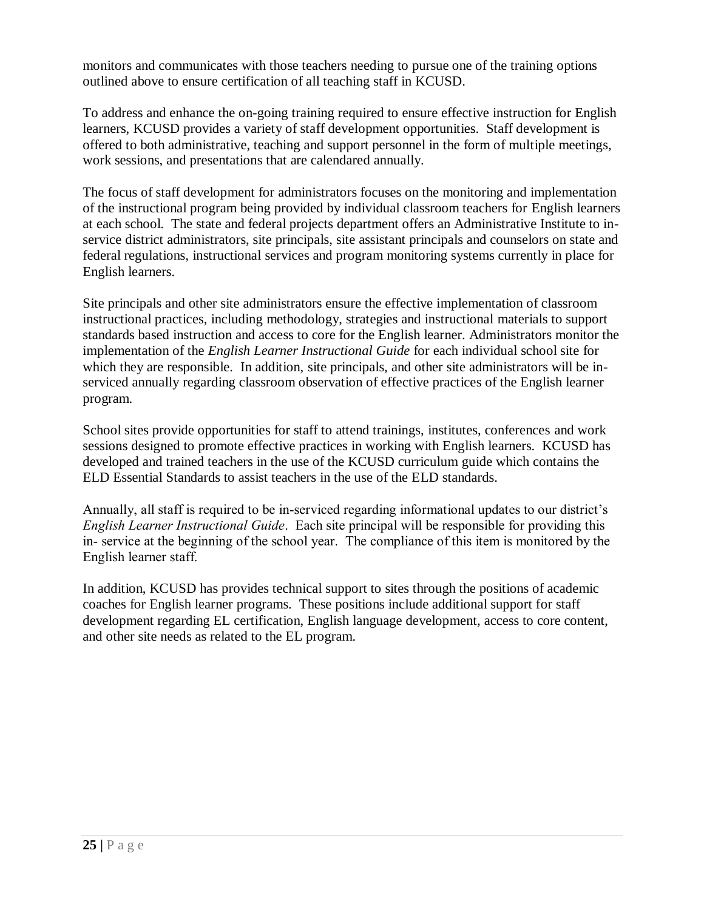monitors and communicates with those teachers needing to pursue one of the training options outlined above to ensure certification of all teaching staff in KCUSD.

To address and enhance the on-going training required to ensure effective instruction for English learners, KCUSD provides a variety of staff development opportunities. Staff development is offered to both administrative, teaching and support personnel in the form of multiple meetings, work sessions, and presentations that are calendared annually.

The focus of staff development for administrators focuses on the monitoring and implementation of the instructional program being provided by individual classroom teachers for English learners at each school. The state and federal projects department offers an Administrative Institute to in-service district administrators, site principals, site assistant principals and counselors on state and federal regulations, instructional services and program monitoring systems currently in place for English learners.

Site principals and other site administrators ensure the effective implementation of classroom instructional practices, including methodology, strategies and instructional materials to support standards based instruction and access to core for the English learner. Administrators monitor the implementation of the *English Learner Instructional Guide* for each individual school site for which they are responsible. In addition, site principals, and other site administrators will be in-serviced annually regarding classroom observation of effective practices of the English learner program.

School sites provide opportunities for staff to attend trainings, institutes, conferences and work sessions designed to promote effective practices in working with English learners. KCUSD has developed and trained teachers in the use of the KCUSD curriculum guide which contains the ELD Essential Standards to assist teachers in the use of the ELD standards.

Annually, all staff is required to be in-serviced regarding informational updates to our district's *English Learner Instructional Guide*. Each site principal will be responsible for providing this in- service at the beginning of the school year. The compliance of this item is monitored by the English learner staff.

In addition, KCUSD has provides technical support to sites through the positions of academic coaches for English learner programs. These positions include additional support for staff development regarding EL certification, English language development, access to core content, and other site needs as related to the EL program.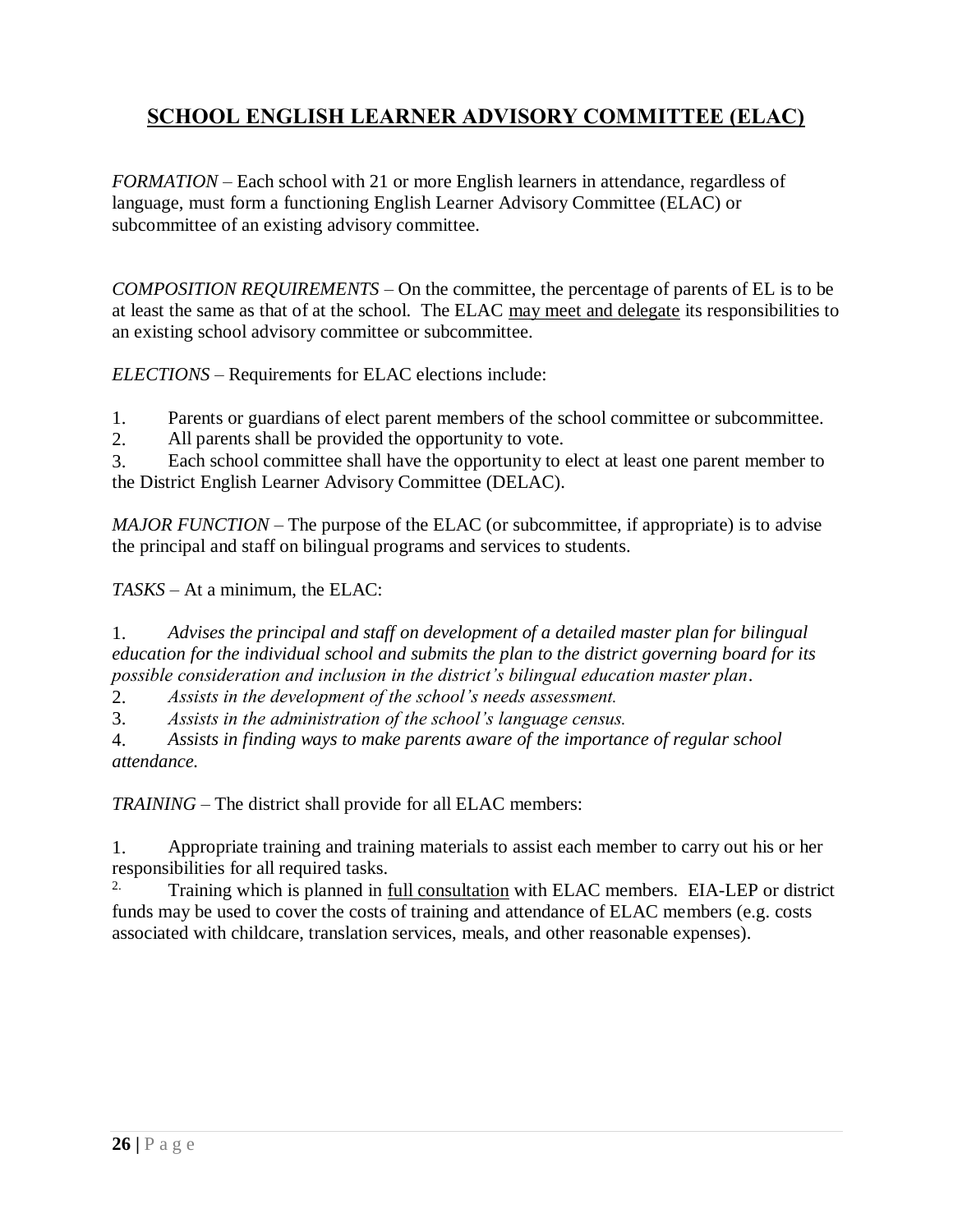# <u>SCHOOL ENGLISH LEARNER ADVISORY COMMITTEE (ELAC)</u>

*FORMATION* – Each school with 21 or more English learners in attendance, regardless of language, must form a functioning English Learner Advisory Committee (ELAC) or subcommittee of an existing advisory committee.

*COMPOSITION REQUIREMENTS* – On the committee, the percentage of parents of EL is to be at least the same as that of at the school. The ELAC <u>may meet and delegate</u> its responsibilities to an existing school advisory committee or subcommittee.

*ELECTIONS* – Requirements for ELAC elections include:

1. Parents or guardians of elect parent members of the school committee or subcommittee.
2. All parents shall be provided the opportunity to vote.
3. Each school committee shall have the opportunity to elect at least one parent member to the District English Learner Advisory Committee (DELAC).

*MAJOR FUNCTION* – The purpose of the ELAC (or subcommittee, if appropriate) is to advise the principal and staff on bilingual programs and services to students.

*TASKS* – At a minimum, the ELAC:

1. *Advises the principal and staff on development of a detailed master plan for bilingual education for the individual school and submits the plan to the district governing board for its possible consideration and inclusion in the district's bilingual education master plan.*
2. *Assists in the development of the school's needs assessment.*
3. *Assists in the administration of the school's language census.*
4. *Assists in finding ways to make parents aware of the importance of regular school attendance.*

*TRAINING* – The district shall provide for all ELAC members:

1. Appropriate training and training materials to assist each member to carry out his or her responsibilities for all required tasks.
2. Training which is planned in <u>full consultation</u> with ELAC members. EIA-LEP or district funds may be used to cover the costs of training and attendance of ELAC members (e.g. costs associated with childcare, translation services, meals, and other reasonable expenses).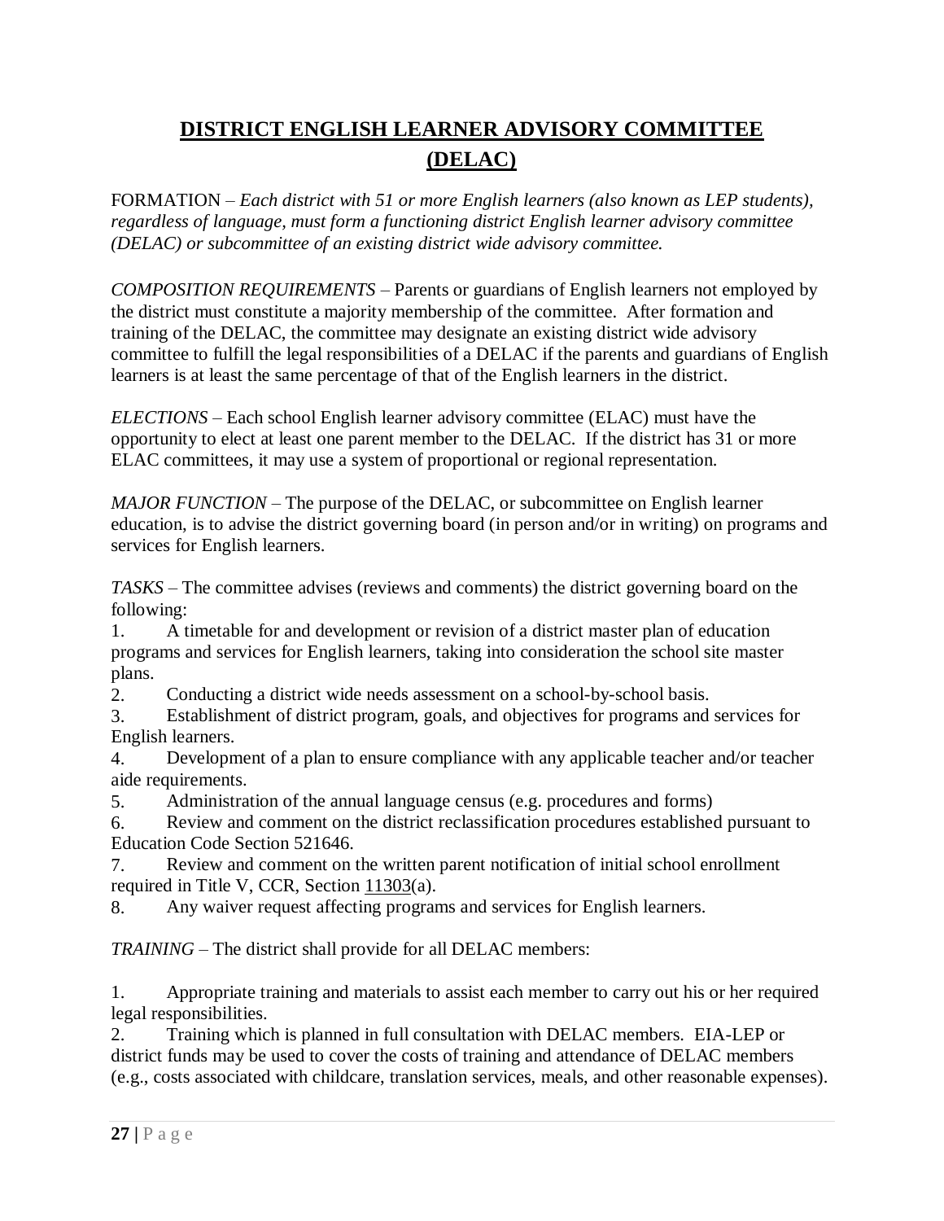# <u>DISTRICT ENGLISH LEARNER ADVISORY COMMITTEE (DELAC)</u>

FORMATION – *Each district with 51 or more English learners (also known as LEP students), regardless of language, must form a functioning district English learner advisory committee (DELAC) or subcommittee of an existing district wide advisory committee.*

*COMPOSITION REQUIREMENTS* – Parents or guardians of English learners not employed by the district must constitute a majority membership of the committee. After formation and training of the DELAC, the committee may designate an existing district wide advisory committee to fulfill the legal responsibilities of a DELAC if the parents and guardians of English learners is at least the same percentage of that of the English learners in the district.

*ELECTIONS* – Each school English learner advisory committee (ELAC) must have the opportunity to elect at least one parent member to the DELAC. If the district has 31 or more ELAC committees, it may use a system of proportional or regional representation.

*MAJOR FUNCTION* – The purpose of the DELAC, or subcommittee on English learner education, is to advise the district governing board (in person and/or in writing) on programs and services for English learners.

*TASKS* – The committee advises (reviews and comments) the district governing board on the following:

1. A timetable for and development or revision of a district master plan of education programs and services for English learners, taking into consideration the school site master plans.
2. Conducting a district wide needs assessment on a school-by-school basis.
3. Establishment of district program, goals, and objectives for programs and services for English learners.
4. Development of a plan to ensure compliance with any applicable teacher and/or teacher aide requirements.
5. Administration of the annual language census (e.g. procedures and forms)
6. Review and comment on the district reclassification procedures established pursuant to Education Code Section 521646.
7. Review and comment on the written parent notification of initial school enrollment required in Title V, CCR, Section <u>11303</u>(a).
8. Any waiver request affecting programs and services for English learners.

*TRAINING* – The district shall provide for all DELAC members:

1. Appropriate training and materials to assist each member to carry out his or her required legal responsibilities.
2. Training which is planned in full consultation with DELAC members. EIA-LEP or district funds may be used to cover the costs of training and attendance of DELAC members (e.g., costs associated with childcare, translation services, meals, and other reasonable expenses).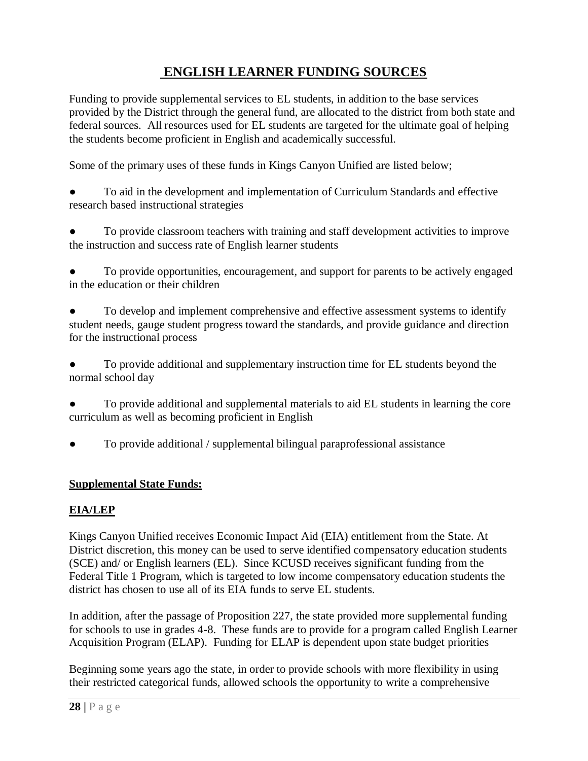# ENGLISH LEARNER FUNDING SOURCES

Funding to provide supplemental services to EL students, in addition to the base services provided by the District through the general fund, are allocated to the district from both state and federal sources. All resources used for EL students are targeted for the ultimate goal of helping the students become proficient in English and academically successful.

Some of the primary uses of these funds in Kings Canyon Unified are listed below;

- To aid in the development and implementation of Curriculum Standards and effective research based instructional strategies

- To provide classroom teachers with training and staff development activities to improve the instruction and success rate of English learner students

- To provide opportunities, encouragement, and support for parents to be actively engaged in the education or their children

- To develop and implement comprehensive and effective assessment systems to identify student needs, gauge student progress toward the standards, and provide guidance and direction for the instructional process

- To provide additional and supplementary instruction time for EL students beyond the normal school day

- To provide additional and supplemental materials to aid EL students in learning the core curriculum as well as becoming proficient in English

- To provide additional / supplemental bilingual paraprofessional assistance

## Supplemental State Funds:

### EIA/LEP

Kings Canyon Unified receives Economic Impact Aid (EIA) entitlement from the State. At District discretion, this money can be used to serve identified compensatory education students (SCE) and/ or English learners (EL). Since KCUSD receives significant funding from the Federal Title 1 Program, which is targeted to low income compensatory education students the district has chosen to use all of its EIA funds to serve EL students.

In addition, after the passage of Proposition 227, the state provided more supplemental funding for schools to use in grades 4-8. These funds are to provide for a program called English Learner Acquisition Program (ELAP). Funding for ELAP is dependent upon state budget priorities

Beginning some years ago the state, in order to provide schools with more flexibility in using their restricted categorical funds, allowed schools the opportunity to write a comprehensive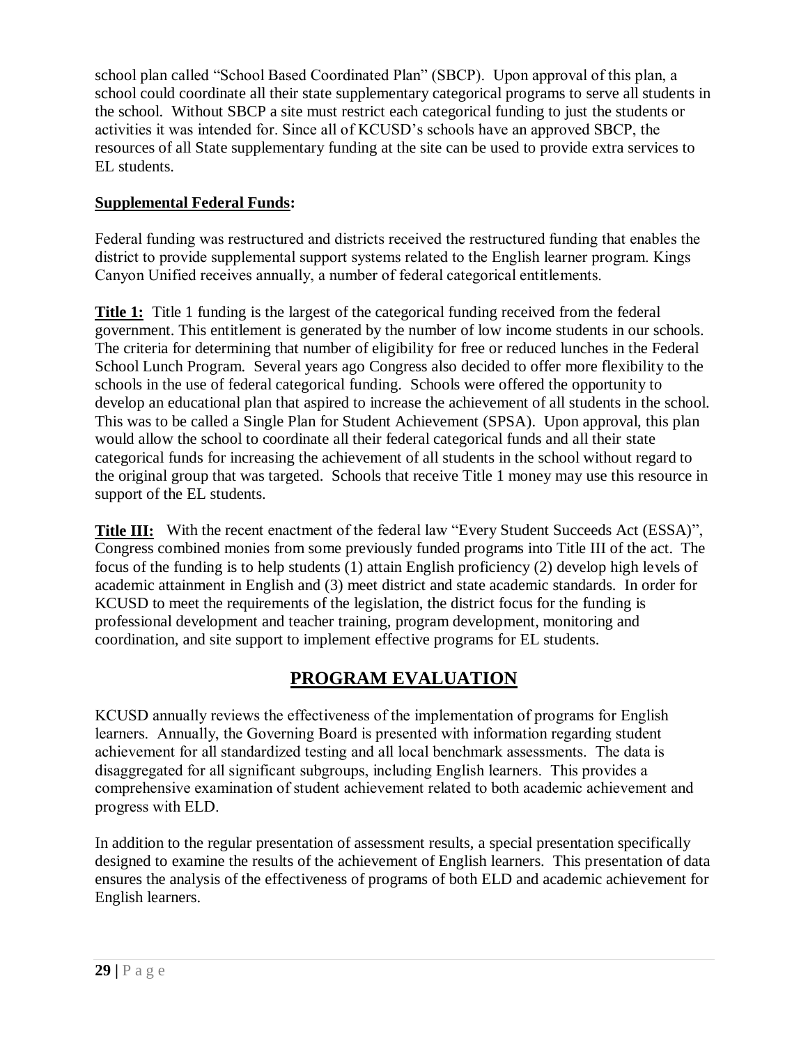school plan called "School Based Coordinated Plan" (SBCP). Upon approval of this plan, a school could coordinate all their state supplementary categorical programs to serve all students in the school. Without SBCP a site must restrict each categorical funding to just the students or activities it was intended for. Since all of KCUSD's schools have an approved SBCP, the resources of all State supplementary funding at the site can be used to provide extra services to EL students.

**Supplemental Federal Funds:**

Federal funding was restructured and districts received the restructured funding that enables the district to provide supplemental support systems related to the English learner program. Kings Canyon Unified receives annually, a number of federal categorical entitlements.

**Title 1:** Title 1 funding is the largest of the categorical funding received from the federal government. This entitlement is generated by the number of low income students in our schools. The criteria for determining that number of eligibility for free or reduced lunches in the Federal School Lunch Program. Several years ago Congress also decided to offer more flexibility to the schools in the use of federal categorical funding. Schools were offered the opportunity to develop an educational plan that aspired to increase the achievement of all students in the school. This was to be called a Single Plan for Student Achievement (SPSA). Upon approval, this plan would allow the school to coordinate all their federal categorical funds and all their state categorical funds for increasing the achievement of all students in the school without regard to the original group that was targeted. Schools that receive Title 1 money may use this resource in support of the EL students.

**Title III:** With the recent enactment of the federal law "Every Student Succeeds Act (ESSA)", Congress combined monies from some previously funded programs into Title III of the act. The focus of the funding is to help students (1) attain English proficiency (2) develop high levels of academic attainment in English and (3) meet district and state academic standards. In order for KCUSD to meet the requirements of the legislation, the district focus for the funding is professional development and teacher training, program development, monitoring and coordination, and site support to implement effective programs for EL students.

# PROGRAM EVALUATION

KCUSD annually reviews the effectiveness of the implementation of programs for English learners. Annually, the Governing Board is presented with information regarding student achievement for all standardized testing and all local benchmark assessments. The data is disaggregated for all significant subgroups, including English learners. This provides a comprehensive examination of student achievement related to both academic achievement and progress with ELD.

In addition to the regular presentation of assessment results, a special presentation specifically designed to examine the results of the achievement of English learners. This presentation of data ensures the analysis of the effectiveness of programs of both ELD and academic achievement for English learners.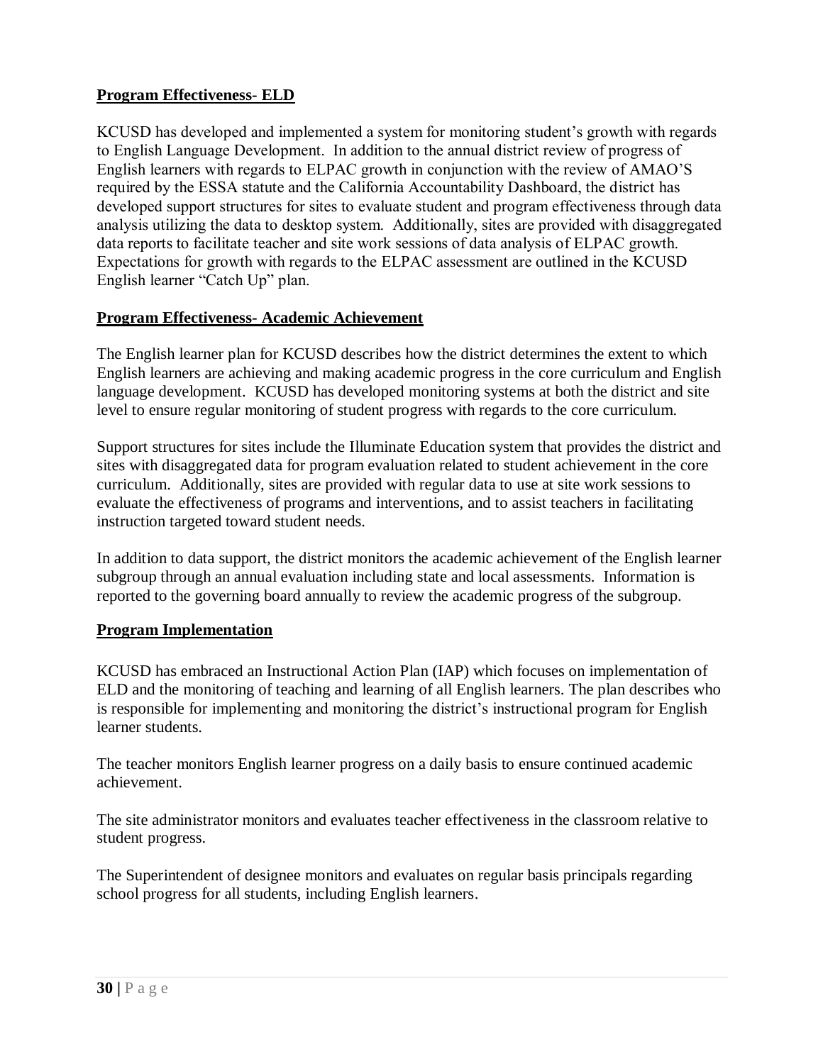**Program Effectiveness- ELD**

KCUSD has developed and implemented a system for monitoring student's growth with regards to English Language Development. In addition to the annual district review of progress of English learners with regards to ELPAC growth in conjunction with the review of AMAO'S required by the ESSA statute and the California Accountability Dashboard, the district has developed support structures for sites to evaluate student and program effectiveness through data analysis utilizing the data to desktop system. Additionally, sites are provided with disaggregated data reports to facilitate teacher and site work sessions of data analysis of ELPAC growth. Expectations for growth with regards to the ELPAC assessment are outlined in the KCUSD English learner "Catch Up" plan.

**Program Effectiveness- Academic Achievement**

The English learner plan for KCUSD describes how the district determines the extent to which English learners are achieving and making academic progress in the core curriculum and English language development. KCUSD has developed monitoring systems at both the district and site level to ensure regular monitoring of student progress with regards to the core curriculum.

Support structures for sites include the Illuminate Education system that provides the district and sites with disaggregated data for program evaluation related to student achievement in the core curriculum. Additionally, sites are provided with regular data to use at site work sessions to evaluate the effectiveness of programs and interventions, and to assist teachers in facilitating instruction targeted toward student needs.

In addition to data support, the district monitors the academic achievement of the English learner subgroup through an annual evaluation including state and local assessments. Information is reported to the governing board annually to review the academic progress of the subgroup.

**Program Implementation**

KCUSD has embraced an Instructional Action Plan (IAP) which focuses on implementation of ELD and the monitoring of teaching and learning of all English learners. The plan describes who is responsible for implementing and monitoring the district's instructional program for English learner students.

The teacher monitors English learner progress on a daily basis to ensure continued academic achievement.

The site administrator monitors and evaluates teacher effectiveness in the classroom relative to student progress.

The Superintendent of designee monitors and evaluates on regular basis principals regarding school progress for all students, including English learners.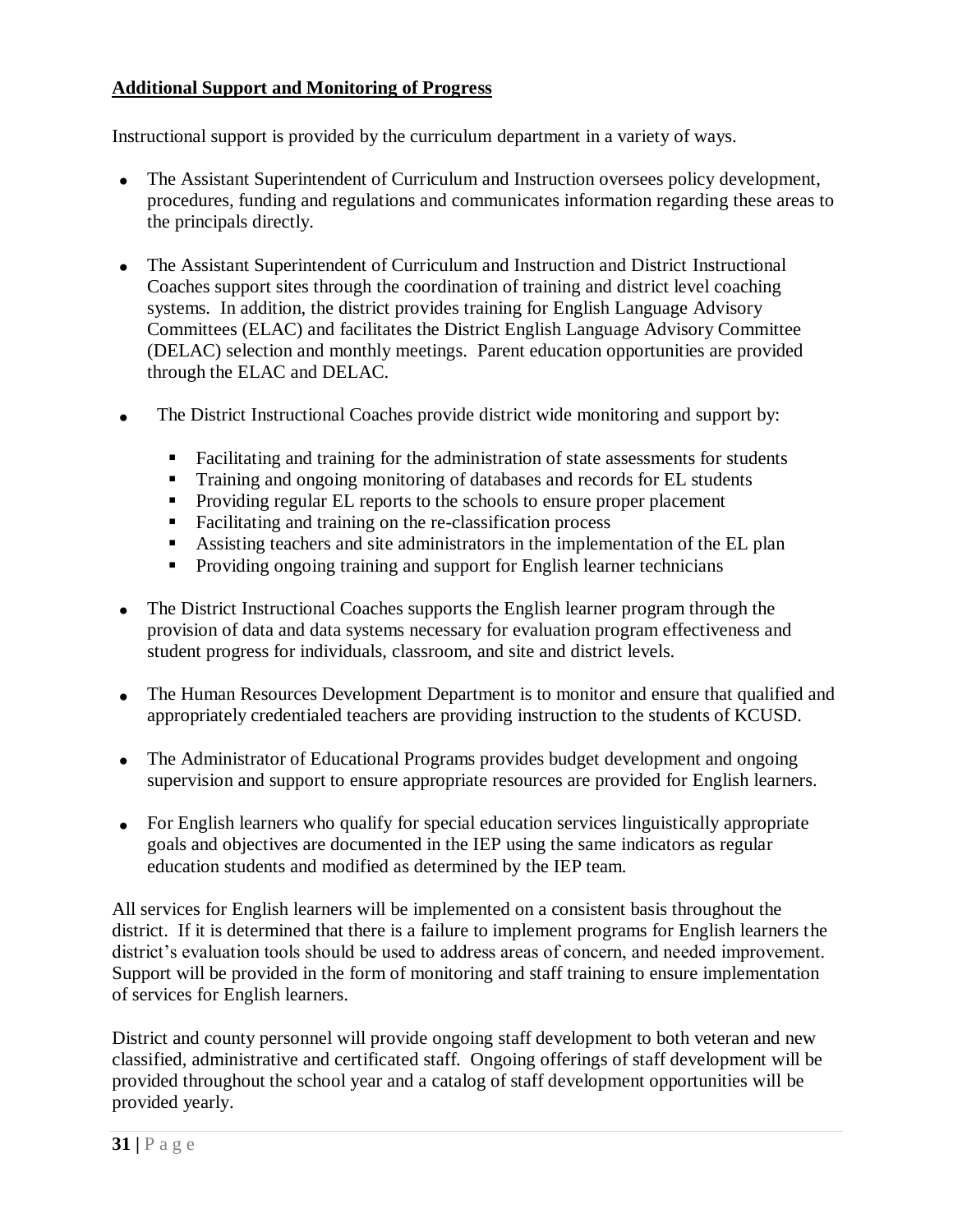**Additional Support and Monitoring of Progress**

Instructional support is provided by the curriculum department in a variety of ways.

- The Assistant Superintendent of Curriculum and Instruction oversees policy development, procedures, funding and regulations and communicates information regarding these areas to the principals directly.

- The Assistant Superintendent of Curriculum and Instruction and District Instructional Coaches support sites through the coordination of training and district level coaching systems. In addition, the district provides training for English Language Advisory Committees (ELAC) and facilitates the District English Language Advisory Committee (DELAC) selection and monthly meetings. Parent education opportunities are provided through the ELAC and DELAC.

- The District Instructional Coaches provide district wide monitoring and support by:
  - Facilitating and training for the administration of state assessments for students
  - Training and ongoing monitoring of databases and records for EL students
  - Providing regular EL reports to the schools to ensure proper placement
  - Facilitating and training on the re-classification process
  - Assisting teachers and site administrators in the implementation of the EL plan
  - Providing ongoing training and support for English learner technicians

- The District Instructional Coaches supports the English learner program through the provision of data and data systems necessary for evaluation program effectiveness and student progress for individuals, classroom, and site and district levels.

- The Human Resources Development Department is to monitor and ensure that qualified and appropriately credentialed teachers are providing instruction to the students of KCUSD.

- The Administrator of Educational Programs provides budget development and ongoing supervision and support to ensure appropriate resources are provided for English learners.

- For English learners who qualify for special education services linguistically appropriate goals and objectives are documented in the IEP using the same indicators as regular education students and modified as determined by the IEP team.

All services for English learners will be implemented on a consistent basis throughout the district. If it is determined that there is a failure to implement programs for English learners the district's evaluation tools should be used to address areas of concern, and needed improvement. Support will be provided in the form of monitoring and staff training to ensure implementation of services for English learners.

District and county personnel will provide ongoing staff development to both veteran and new classified, administrative and certificated staff. Ongoing offerings of staff development will be provided throughout the school year and a catalog of staff development opportunities will be provided yearly.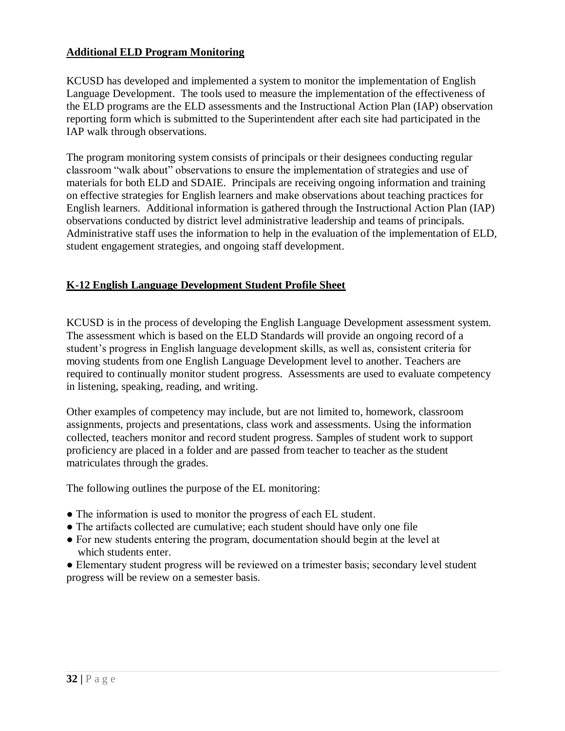## Additional ELD Program Monitoring

KCUSD has developed and implemented a system to monitor the implementation of English Language Development. The tools used to measure the implementation of the effectiveness of the ELD programs are the ELD assessments and the Instructional Action Plan (IAP) observation reporting form which is submitted to the Superintendent after each site had participated in the IAP walk through observations.

The program monitoring system consists of principals or their designees conducting regular classroom "walk about" observations to ensure the implementation of strategies and use of materials for both ELD and SDAIE. Principals are receiving ongoing information and training on effective strategies for English learners and make observations about teaching practices for English learners. Additional information is gathered through the Instructional Action Plan (IAP) observations conducted by district level administrative leadership and teams of principals. Administrative staff uses the information to help in the evaluation of the implementation of ELD, student engagement strategies, and ongoing staff development.

## K-12 English Language Development Student Profile Sheet

KCUSD is in the process of developing the English Language Development assessment system. The assessment which is based on the ELD Standards will provide an ongoing record of a student's progress in English language development skills, as well as, consistent criteria for moving students from one English Language Development level to another. Teachers are required to continually monitor student progress. Assessments are used to evaluate competency in listening, speaking, reading, and writing.

Other examples of competency may include, but are not limited to, homework, classroom assignments, projects and presentations, class work and assessments. Using the information collected, teachers monitor and record student progress. Samples of student work to support proficiency are placed in a folder and are passed from teacher to teacher as the student matriculates through the grades.

The following outlines the purpose of the EL monitoring:

- The information is used to monitor the progress of each EL student.
- The artifacts collected are cumulative; each student should have only one file
- For new students entering the program, documentation should begin at the level at which students enter.
- Elementary student progress will be reviewed on a trimester basis; secondary level student progress will be review on a semester basis.